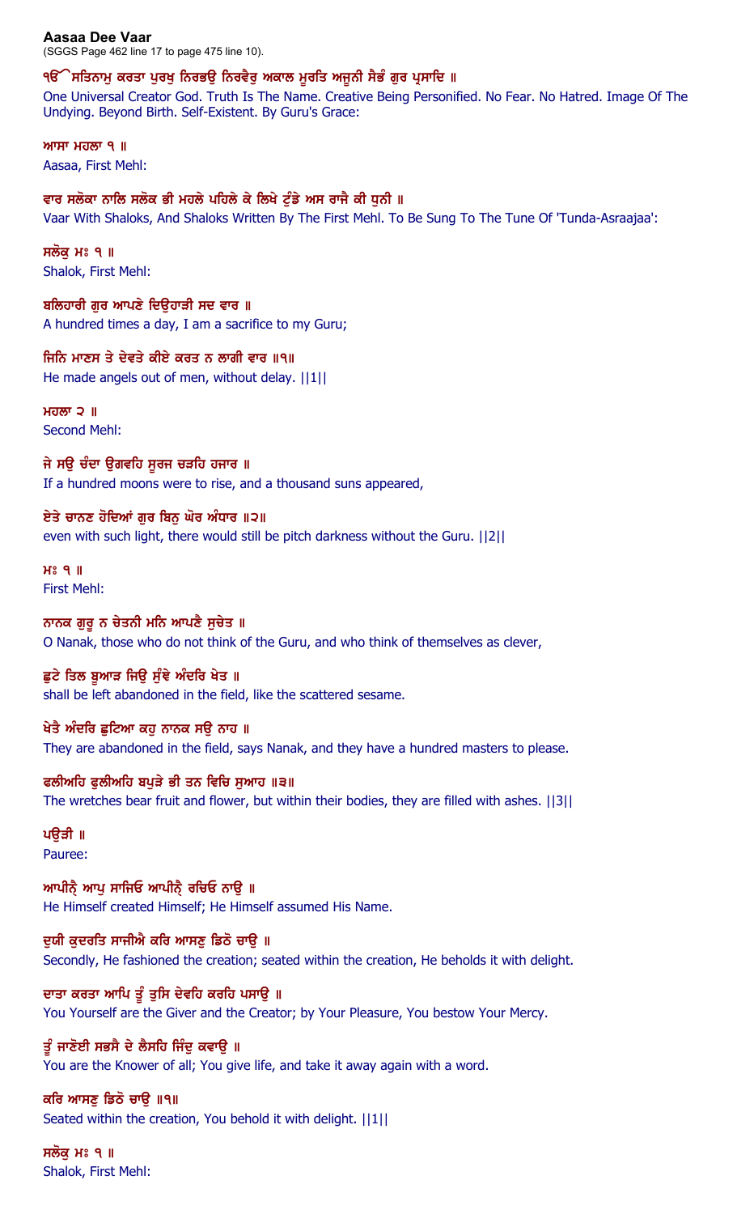**Aasaa Dee Vaar**
(SGGS Page 462 line 17 to page 475 line 10).

**ੴ ਸਤਿਨਾਮੁ ਕਰਤਾ ਪੁਰਖੁ ਨਿਰਭਉ ਨਿਰਵੈਰੁ ਅਕਾਲ ਮੂਰਤਿ ਅਜੂਨੀ ਸੈਭੰ ਗੁਰ ਪ੍ਰਸਾਦਿ ॥**

One Universal Creator God. Truth Is The Name. Creative Being Personified. No Fear. No Hatred. Image Of The Undying. Beyond Birth. Self-Existent. By Guru's Grace:

**ਆਸਾ ਮਹਲਾ ੧ ॥**

Aasaa, First Mehl:

**ਵਾਰ ਸਲੋਕਾ ਨਾਲਿ ਸਲੋਕ ਭੀ ਮਹਲੇ ਪਹਿਲੇ ਕੇ ਲਿਖੇ ਟੁੰਡੇ ਅਸ ਰਾਜੈ ਕੀ ਧੁਨੀ ॥**

Vaar With Shaloks, And Shaloks Written By The First Mehl. To Be Sung To The Tune Of 'Tunda-Asraajaa':

**ਸਲੋਕੁ ਮਃ ੧ ॥**

Shalok, First Mehl:

**ਬਲਿਹਾਰੀ ਗੁਰ ਆਪਣੇ ਦਿਉਹਾੜੀ ਸਦ ਵਾਰ ॥**

A hundred times a day, I am a sacrifice to my Guru;

**ਜਿਨਿ ਮਾਣਸ ਤੇ ਦੇਵਤੇ ਕੀਏ ਕਰਤ ਨ ਲਾਗੀ ਵਾਰ ॥੧॥**

He made angels out of men, without delay. ||1||

**ਮਹਲਾ ੨ ॥**

Second Mehl:

**ਜੇ ਸਉ ਚੰਦਾ ਉਗਵਹਿ ਸੂਰਜ ਚੜਹਿ ਹਜਾਰ ॥**

If a hundred moons were to rise, and a thousand suns appeared,

**ਏਤੇ ਚਾਨਣ ਹੋਦਿਆਂ ਗੁਰ ਬਿਨੁ ਘੋਰ ਅੰਧਾਰ ॥੨॥**

even with such light, there would still be pitch darkness without the Guru. ||2||

**ਮਃ ੧ ॥**

First Mehl:

**ਨਾਨਕ ਗੁਰੂ ਨ ਚੇਤਨੀ ਮਨਿ ਆਪਣੈ ਸੁਚੇਤ ॥**

O Nanak, those who do not think of the Guru, and who think of themselves as clever,

**ਛੁਟੇ ਤਿਲ ਬੂਆੜ ਜਿਉ ਸੁੰਞੇ ਅੰਦਰਿ ਖੇਤ ॥**

shall be left abandoned in the field, like the scattered sesame.

**ਖੇਤੈ ਅੰਦਰਿ ਛੁਟਿਆ ਕਹੁ ਨਾਨਕ ਸਉ ਨਾਹ ॥**

They are abandoned in the field, says Nanak, and they have a hundred masters to please.

**ਫਲੀਅਹਿ ਫੁਲੀਅਹਿ ਬਪੁੜੇ ਭੀ ਤਨ ਵਿਚਿ ਸੁਆਹ ॥੩॥**

The wretches bear fruit and flower, but within their bodies, they are filled with ashes. ||3||

**ਪਉੜੀ ॥**

Pauree:

**ਆਪੀਨ੍ਹ੍ਹੈ ਆਪੁ ਸਾਜਿਓ ਆਪੀਨ੍ਹ੍ਹੈ ਰਚਿਓ ਨਾਉ ॥**

He Himself created Himself; He Himself assumed His Name.

**ਦੁਯੀ ਕੁਦਰਤਿ ਸਾਜੀਐ ਕਰਿ ਆਸਣੁ ਡਿਠੋ ਚਾਉ ॥**

Secondly, He fashioned the creation; seated within the creation, He beholds it with delight.

**ਦਾਤਾ ਕਰਤਾ ਆਪਿ ਤੂੰ ਤੁਸਿ ਦੇਵਹਿ ਕਰਹਿ ਪਸਾਉ ॥**

You Yourself are the Giver and the Creator; by Your Pleasure, You bestow Your Mercy.

**ਤੂੰ ਜਾਣੋਈ ਸਭਸੈ ਦੇ ਲੈਸਹਿ ਜਿੰਦੁ ਕਵਾਉ ॥**

You are the Knower of all; You give life, and take it away again with a word.

**ਕਰਿ ਆਸਣੁ ਡਿਠੋ ਚਾਉ ॥੧॥**

Seated within the creation, You behold it with delight. ||1||

**ਸਲੋਕੁ ਮਃ ੧ ॥**

Shalok, First Mehl: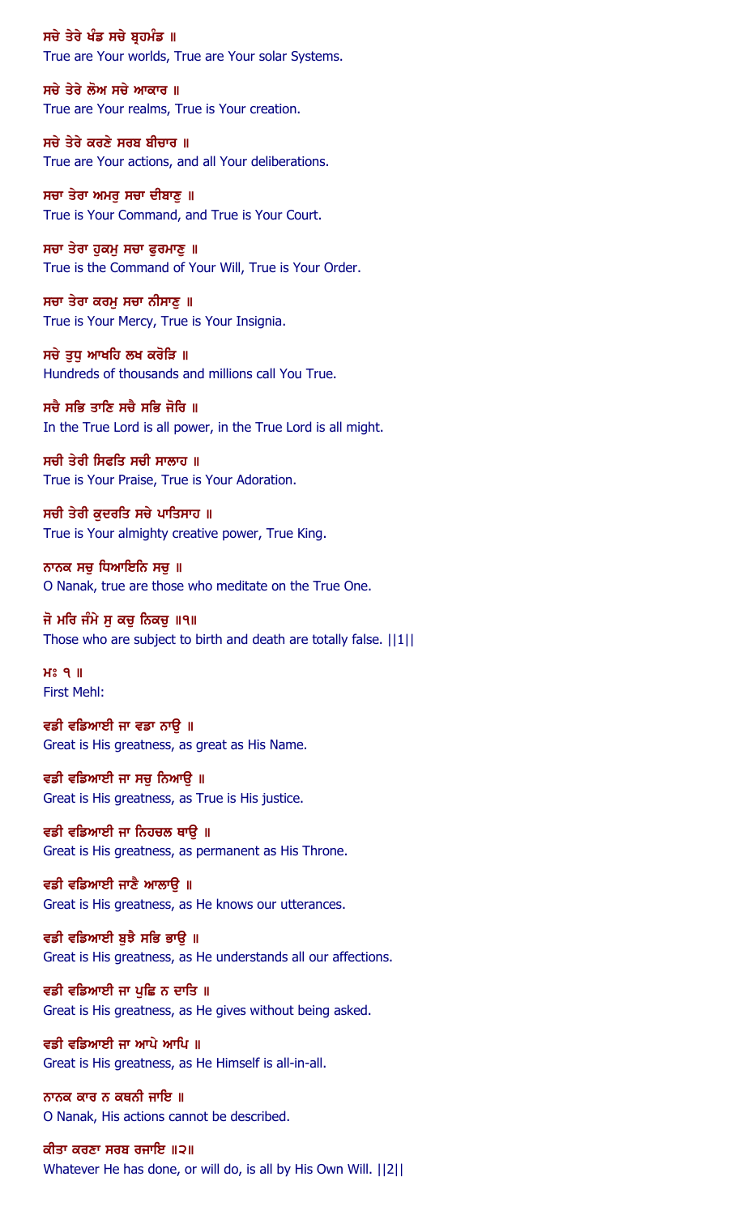ਸਚੇ ਤੇਰੇ ਖੰਡ ਸਚੇ ਬ੍ਰਹਮੰਡ ॥

True are Your worlds, True are Your solar Systems.

ਸਚੇ ਤੇਰੇ ਲੋਅ ਸਚੇ ਆਕਾਰ ॥

True are Your realms, True is Your creation.

ਸਚੇ ਤੇਰੇ ਕਰਣੇ ਸਰਬ ਬੀਚਾਰ ॥

True are Your actions, and all Your deliberations.

ਸਚਾ ਤੇਰਾ ਅਮਰੁ ਸਚਾ ਦੀਬਾਣੁ ॥

True is Your Command, and True is Your Court.

ਸਚਾ ਤੇਰਾ ਹੁਕਮੁ ਸਚਾ ਫੁਰਮਾਣੁ ॥

True is the Command of Your Will, True is Your Order.

ਸਚਾ ਤੇਰਾ ਕਰਮੁ ਸਚਾ ਨੀਸਾਣੁ ॥

True is Your Mercy, True is Your Insignia.

ਸਚੇ ਤੁਧੁ ਆਖਹਿ ਲਖ ਕਰੋੜਿ ॥

Hundreds of thousands and millions call You True.

ਸਚੈ ਸਭਿ ਤਾਣਿ ਸਚੈ ਸਭਿ ਜੋਰਿ ॥

In the True Lord is all power, in the True Lord is all might.

ਸਚੀ ਤੇਰੀ ਸਿਫਤਿ ਸਚੀ ਸਾਲਾਹ ॥

True is Your Praise, True is Your Adoration.

ਸਚੀ ਤੇਰੀ ਕੁਦਰਤਿ ਸਚੇ ਪਾਤਿਸਾਹ ॥

True is Your almighty creative power, True King.

ਨਾਨਕ ਸਚੁ ਧਿਆਇਨਿ ਸਚੁ ॥

O Nanak, true are those who meditate on the True One.

ਜੋ ਮਰਿ ਜੰਮੇ ਸੁ ਕਚੁ ਨਿਕਚੁ ॥੧॥

Those who are subject to birth and death are totally false. ||1||

ਮਃ ੧ ॥

First Mehl:

ਵਡੀ ਵਡਿਆਈ ਜਾ ਵਡਾ ਨਾਉ ॥

Great is His greatness, as great as His Name.

ਵਡੀ ਵਡਿਆਈ ਜਾ ਸਚੁ ਨਿਆਉ ॥

Great is His greatness, as True is His justice.

ਵਡੀ ਵਡਿਆਈ ਜਾ ਨਿਹਚਲ ਥਾਉ ॥

Great is His greatness, as permanent as His Throne.

ਵਡੀ ਵਡਿਆਈ ਜਾਣੈ ਆਲਾਉ ॥

Great is His greatness, as He knows our utterances.

ਵਡੀ ਵਡਿਆਈ ਬੁਝੈ ਸਭਿ ਭਾਉ ॥

Great is His greatness, as He understands all our affections.

ਵਡੀ ਵਡਿਆਈ ਜਾ ਪੁਛਿ ਨ ਦਾਤਿ ॥

Great is His greatness, as He gives without being asked.

ਵਡੀ ਵਡਿਆਈ ਜਾ ਆਪੇ ਆਪਿ ॥

Great is His greatness, as He Himself is all-in-all.

ਨਾਨਕ ਕਾਰ ਨ ਕਥਨੀ ਜਾਇ ॥

O Nanak, His actions cannot be described.

ਕੀਤਾ ਕਰਣਾ ਸਰਬ ਰਜਾਇ ॥੨॥

Whatever He has done, or will do, is all by His Own Will. ||2||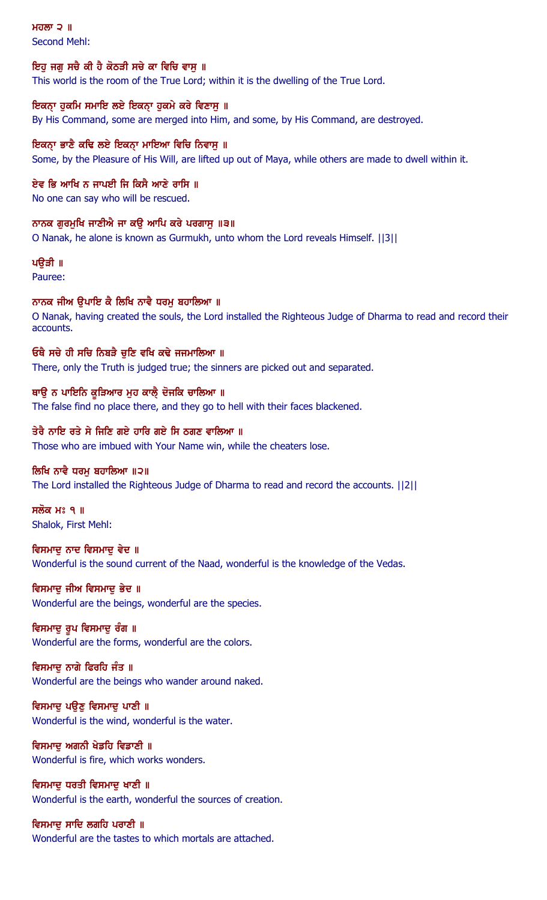ਮਹਲਾ ੨ ॥
Second Mehl:

ਇਹੁ ਜਗੁ ਸਚੈ ਕੀ ਹੈ ਕੋਠੜੀ ਸਚੇ ਕਾ ਵਿਚਿ ਵਾਸੁ ॥
This world is the room of the True Lord; within it is the dwelling of the True Lord.

ਇਕਨ੍ਹਾ ਹੁਕਮਿ ਸਮਾਇ ਲਏ ਇਕਨ੍ਹਾ ਹੁਕਮੇ ਕਰੇ ਵਿਣਾਸੁ ॥
By His Command, some are merged into Him, and some, by His Command, are destroyed.

ਇਕਨ੍ਹਾ ਭਾਣੈ ਕਢਿ ਲਏ ਇਕਨ੍ਹਾ ਮਾਇਆ ਵਿਚਿ ਨਿਵਾਸੁ ॥
Some, by the Pleasure of His Will, are lifted up out of Maya, while others are made to dwell within it.

ਏਵ ਭਿ ਆਖਿ ਨ ਜਾਪਈ ਜਿ ਕਿਸੈ ਆਣੇ ਰਾਸਿ ॥
No one can say who will be rescued.

ਨਾਨਕ ਗੁਰਮੁਖਿ ਜਾਣੀਐ ਜਾ ਕਉ ਆਪਿ ਕਰੇ ਪਰਗਾਸੁ ॥੩॥
O Nanak, he alone is known as Gurmukh, unto whom the Lord reveals Himself. ||3||

ਪਉੜੀ ॥
Pauree:

ਨਾਨਕ ਜੀਅ ਉਪਾਇ ਕੈ ਲਿਖਿ ਨਾਵੈ ਧਰਮੁ ਬਹਾਲਿਆ ॥
O Nanak, having created the souls, the Lord installed the Righteous Judge of Dharma to read and record their accounts.

ਓਥੈ ਸਚੇ ਹੀ ਸਚਿ ਨਿਬੜੈ ਚੁਣਿ ਵਖਿ ਕਢੇ ਜਜਮਾਲਿਆ ॥
There, only the Truth is judged true; the sinners are picked out and separated.

ਥਾਉ ਨ ਪਾਇਨਿ ਕੂੜਿਆਰ ਮੁਹ ਕਾਲ੍ਹੈ ਦੋਜਕਿ ਚਾਲਿਆ ॥
The false find no place there, and they go to hell with their faces blackened.

ਤੇਰੈ ਨਾਇ ਰਤੇ ਸੇ ਜਿਣਿ ਗਏ ਹਾਰਿ ਗਏ ਸਿ ਠਗਣ ਵਾਲਿਆ ॥
Those who are imbued with Your Name win, while the cheaters lose.

ਲਿਖਿ ਨਾਵੈ ਧਰਮੁ ਬਹਾਲਿਆ ॥੨॥
The Lord installed the Righteous Judge of Dharma to read and record the accounts. ||2||

ਸਲੋਕ ਮਃ ੧ ॥
Shalok, First Mehl:

ਵਿਸਮਾਦੁ ਨਾਦ ਵਿਸਮਾਦੁ ਵੇਦ ॥
Wonderful is the sound current of the Naad, wonderful is the knowledge of the Vedas.

ਵਿਸਮਾਦੁ ਜੀਅ ਵਿਸਮਾਦੁ ਭੇਦ ॥
Wonderful are the beings, wonderful are the species.

ਵਿਸਮਾਦੁ ਰੂਪ ਵਿਸਮਾਦੁ ਰੰਗ ॥
Wonderful are the forms, wonderful are the colors.

ਵਿਸਮਾਦੁ ਨਾਗੇ ਫਿਰਹਿ ਜੰਤ ॥
Wonderful are the beings who wander around naked.

ਵਿਸਮਾਦੁ ਪਉਣੁ ਵਿਸਮਾਦੁ ਪਾਣੀ ॥
Wonderful is the wind, wonderful is the water.

ਵਿਸਮਾਦੁ ਅਗਨੀ ਖੇਡਹਿ ਵਿਡਾਣੀ ॥
Wonderful is fire, which works wonders.

ਵਿਸਮਾਦੁ ਧਰਤੀ ਵਿਸਮਾਦੁ ਖਾਣੀ ॥
Wonderful is the earth, wonderful the sources of creation.

ਵਿਸਮਾਦੁ ਸਾਦਿ ਲਗਹਿ ਪਰਾਣੀ ॥
Wonderful are the tastes to which mortals are attached.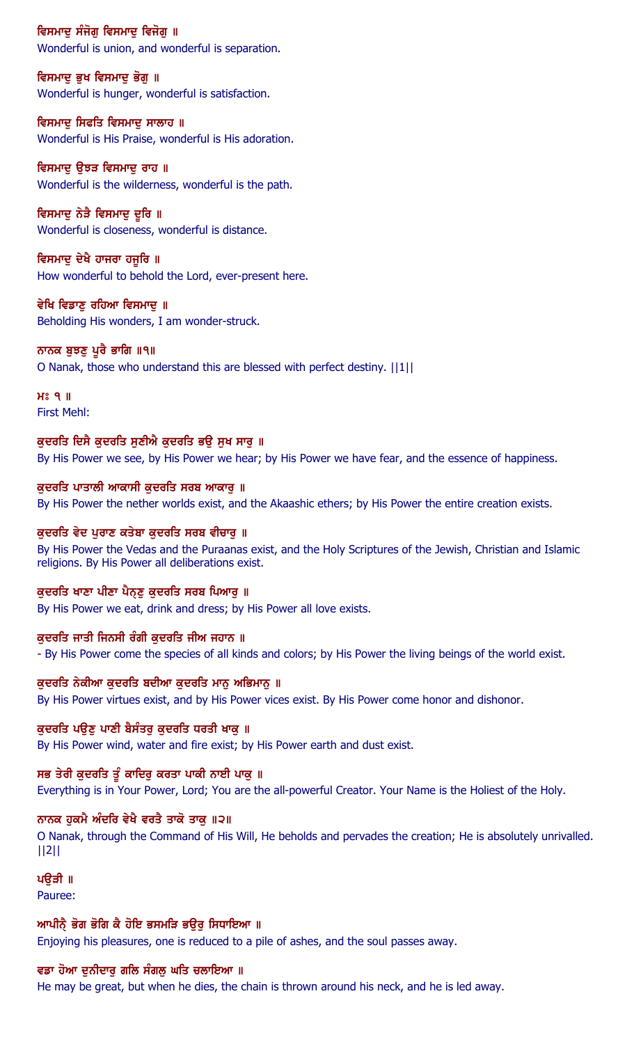ਵਿਸਮਾਦੁ ਸੰਜੋਗੁ ਵਿਸਮਾਦੁ ਵਿਜੋਗੁ ॥
Wonderful is union, and wonderful is separation.

ਵਿਸਮਾਦੁ ਭੁਖ ਵਿਸਮਾਦੁ ਭੋਗੁ ॥
Wonderful is hunger, wonderful is satisfaction.

ਵਿਸਮਾਦੁ ਸਿਫਤਿ ਵਿਸਮਾਦੁ ਸਾਲਾਹ ॥
Wonderful is His Praise, wonderful is His adoration.

ਵਿਸਮਾਦੁ ਉਝੜ ਵਿਸਮਾਦੁ ਰਾਹ ॥
Wonderful is the wilderness, wonderful is the path.

ਵਿਸਮਾਦੁ ਨੇੜੈ ਵਿਸਮਾਦੁ ਦੂਰਿ ॥
Wonderful is closeness, wonderful is distance.

ਵਿਸਮਾਦੁ ਦੇਖੈ ਹਾਜਰਾ ਹਜੂਰਿ ॥
How wonderful to behold the Lord, ever-present here.

ਵੇਖਿ ਵਿਡਾਣੁ ਰਹਿਆ ਵਿਸਮਾਦੁ ॥
Beholding His wonders, I am wonder-struck.

ਨਾਨਕ ਬੁਝਣੁ ਪੂਰੈ ਭਾਗਿ ॥੧॥
O Nanak, those who understand this are blessed with perfect destiny. ||1||

ਮਃ ੧ ॥
First Mehl:

ਕੁਦਰਤਿ ਦਿਸੈ ਕੁਦਰਤਿ ਸੁਣੀਐ ਕੁਦਰਤਿ ਭਉ ਸੁਖ ਸਾਰੁ ॥
By His Power we see, by His Power we hear; by His Power we have fear, and the essence of happiness.

ਕੁਦਰਤਿ ਪਾਤਾਲੀ ਆਕਾਸੀ ਕੁਦਰਤਿ ਸਰਬ ਆਕਾਰੁ ॥
By His Power the nether worlds exist, and the Akaashic ethers; by His Power the entire creation exists.

ਕੁਦਰਤਿ ਵੇਦ ਪੁਰਾਣ ਕਤੇਬਾ ਕੁਦਰਤਿ ਸਰਬ ਵੀਚਾਰੁ ॥
By His Power the Vedas and the Puraanas exist, and the Holy Scriptures of the Jewish, Christian and Islamic religions. By His Power all deliberations exist.

ਕੁਦਰਤਿ ਖਾਣਾ ਪੀਣਾ ਪੈਨ੍ਣੁ ਕੁਦਰਤਿ ਸਰਬ ਪਿਆਰੁ ॥
By His Power we eat, drink and dress; by His Power all love exists.

ਕੁਦਰਤਿ ਜਾਤੀ ਜਿਨਸੀ ਰੰਗੀ ਕੁਦਰਤਿ ਜੀਅ ਜਹਾਨ ॥
- By His Power come the species of all kinds and colors; by His Power the living beings of the world exist.

ਕੁਦਰਤਿ ਨੇਕੀਆ ਕੁਦਰਤਿ ਬਦੀਆ ਕੁਦਰਤਿ ਮਾਨੁ ਅਭਿਮਾਨੁ ॥
By His Power virtues exist, and by His Power vices exist. By His Power come honor and dishonor.

ਕੁਦਰਤਿ ਪਉਣੁ ਪਾਣੀ ਬੈਸੰਤਰੁ ਕੁਦਰਤਿ ਧਰਤੀ ਖਾਕੁ ॥
By His Power wind, water and fire exist; by His Power earth and dust exist.

ਸਭ ਤੇਰੀ ਕੁਦਰਤਿ ਤੂੰ ਕਾਦਿਰੁ ਕਰਤਾ ਪਾਕੀ ਨਾਈ ਪਾਕੁ ॥
Everything is in Your Power, Lord; You are the all-powerful Creator. Your Name is the Holiest of the Holy.

ਨਾਨਕ ਹੁਕਮੈ ਅੰਦਰਿ ਵੇਖੈ ਵਰਤੈ ਤਾਕੋ ਤਾਕੁ ॥੨॥
O Nanak, through the Command of His Will, He beholds and pervades the creation; He is absolutely unrivalled. ||2||

ਪਉੜੀ ॥
Pauree:

ਆਪੀਨ੍ਹੈ ਭੋਗ ਭੋਗਿ ਕੈ ਹੋਇ ਭਸਮੜਿ ਭਉਰੁ ਸਿਧਾਇਆ ॥
Enjoying his pleasures, one is reduced to a pile of ashes, and the soul passes away.

ਵਡਾ ਹੋਆ ਦੁਨੀਦਾਰੁ ਗਲਿ ਸੰਗਲੁ ਘਤਿ ਚਲਾਇਆ ॥
He may be great, but when he dies, the chain is thrown around his neck, and he is led away.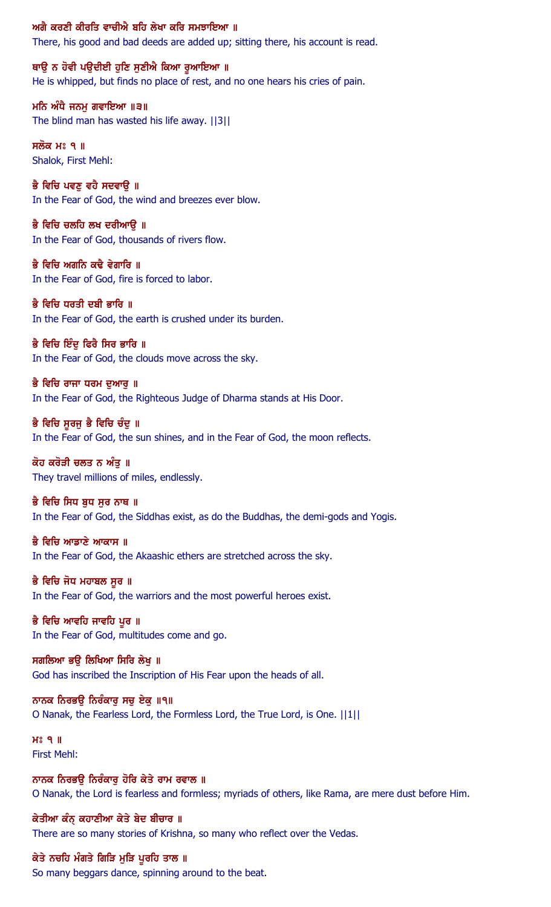ਅਗੈ ਕਰਣੀ ਕੀਰਤਿ ਵਾਚੀਐ ਬਹਿ ਲੇਖਾ ਕਰਿ ਸਮਝਾਇਆ ॥
There, his good and bad deeds are added up; sitting there, his account is read.

ਥਾਉ ਨ ਹੋਵੀ ਪਉਦੀਈ ਹੁਣਿ ਸੁਣੀਐ ਕਿਆ ਰੂਆਇਆ ॥
He is whipped, but finds no place of rest, and no one hears his cries of pain.

ਮਨਿ ਅੰਧੈ ਜਨਮੁ ਗਵਾਇਆ ॥੩॥
The blind man has wasted his life away. ||3||

ਸਲੋਕ ਮਃ ੧ ॥
Shalok, First Mehl:

ਭੈ ਵਿਚਿ ਪਵਣੁ ਵਹੈ ਸਦਵਾਉ ॥
In the Fear of God, the wind and breezes ever blow.

ਭੈ ਵਿਚਿ ਚਲਹਿ ਲਖ ਦਰੀਆਉ ॥
In the Fear of God, thousands of rivers flow.

ਭੈ ਵਿਚਿ ਅਗਨਿ ਕਢੈ ਵੇਗਾਰਿ ॥
In the Fear of God, fire is forced to labor.

ਭੈ ਵਿਚਿ ਧਰਤੀ ਦਬੀ ਭਾਰਿ ॥
In the Fear of God, the earth is crushed under its burden.

ਭੈ ਵਿਚਿ ਇੰਦੁ ਫਿਰੈ ਸਿਰ ਭਾਰਿ ॥
In the Fear of God, the clouds move across the sky.

ਭੈ ਵਿਚਿ ਰਾਜਾ ਧਰਮ ਦੁਆਰੁ ॥
In the Fear of God, the Righteous Judge of Dharma stands at His Door.

ਭੈ ਵਿਚਿ ਸੂਰਜੁ ਭੈ ਵਿਚਿ ਚੰਦੁ ॥
In the Fear of God, the sun shines, and in the Fear of God, the moon reflects.

ਕੋਹ ਕਰੋੜੀ ਚਲਤ ਨ ਅੰਤੁ ॥
They travel millions of miles, endlessly.

ਭੈ ਵਿਚਿ ਸਿਧ ਬੁਧ ਸੁਰ ਨਾਥ ॥
In the Fear of God, the Siddhas exist, as do the Buddhas, the demi-gods and Yogis.

ਭੈ ਵਿਚਿ ਆਡਾਣੇ ਆਕਾਸ ॥
In the Fear of God, the Akaashic ethers are stretched across the sky.

ਭੈ ਵਿਚਿ ਜੋਧ ਮਹਾਬਲ ਸੂਰ ॥
In the Fear of God, the warriors and the most powerful heroes exist.

ਭੈ ਵਿਚਿ ਆਵਹਿ ਜਾਵਹਿ ਪੂਰ ॥
In the Fear of God, multitudes come and go.

ਸਗਲਿਆ ਭਉ ਲਿਖਿਆ ਸਿਰਿ ਲੇਖੁ ॥
God has inscribed the Inscription of His Fear upon the heads of all.

ਨਾਨਕ ਨਿਰਭਉ ਨਿਰੰਕਾਰੁ ਸਚੁ ਏਕੁ ॥੧॥
O Nanak, the Fearless Lord, the Formless Lord, the True Lord, is One. ||1||

ਮਃ ੧ ॥
First Mehl:

ਨਾਨਕ ਨਿਰਭਉ ਨਿਰੰਕਾਰੁ ਹੋਰਿ ਕੇਤੇ ਰਾਮ ਰਵਾਲ ॥
O Nanak, the Lord is fearless and formless; myriads of others, like Rama, are mere dust before Him.

ਕੇਤੀਆ ਕੰਨ੍ ਕਹਾਣੀਆ ਕੇਤੇ ਬੇਦ ਬੀਚਾਰ ॥
There are so many stories of Krishna, so many who reflect over the Vedas.

ਕੇਤੇ ਨਚਹਿ ਮੰਗਤੇ ਗਿੜਿ ਮੁੜਿ ਪੂਰਹਿ ਤਾਲ ॥
So many beggars dance, spinning around to the beat.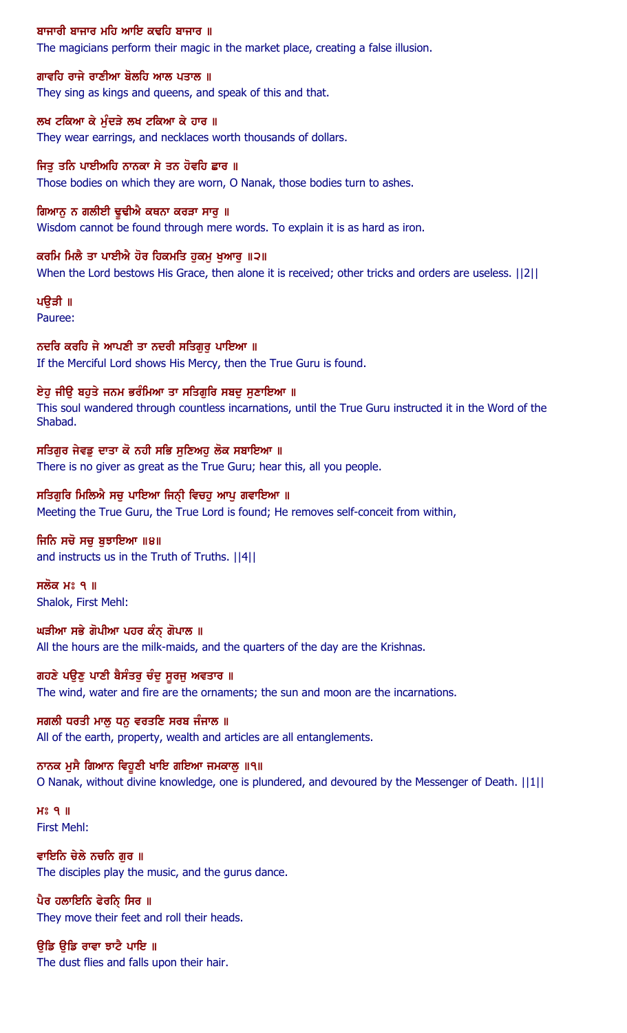ਬਾਜਾਰੀ ਬਾਜਾਰ ਮਹਿ ਆਇ ਕਢਹਿ ਬਾਜਾਰ ॥

The magicians perform their magic in the market place, creating a false illusion.

ਗਾਵਹਿ ਰਾਜੇ ਰਾਣੀਆ ਬੋਲਹਿ ਆਲ ਪਤਾਲ ॥

They sing as kings and queens, and speak of this and that.

ਲਖ ਟਕਿਆ ਕੇ ਮੁੰਦੜੇ ਲਖ ਟਕਿਆ ਕੇ ਹਾਰ ॥

They wear earrings, and necklaces worth thousands of dollars.

ਜਿਤੁ ਤਨਿ ਪਾਈਅਹਿ ਨਾਨਕਾ ਸੇ ਤਨ ਹੋਵਹਿ ਛਾਰ ॥

Those bodies on which they are worn, O Nanak, those bodies turn to ashes.

ਗਿਆਨੁ ਨ ਗਲੀਈ ਢੂਢੀਐ ਕਥਨਾ ਕਰੜਾ ਸਾਰੁ ॥

Wisdom cannot be found through mere words. To explain it is as hard as iron.

ਕਰਮਿ ਮਿਲੈ ਤਾ ਪਾਈਐ ਹੋਰ ਹਿਕਮਤਿ ਹੁਕਮੁ ਖੁਆਰੁ ॥੨॥

When the Lord bestows His Grace, then alone it is received; other tricks and orders are useless. ||2||

ਪਉੜੀ ॥

Pauree:

ਨਦਰਿ ਕਰਹਿ ਜੇ ਆਪਣੀ ਤਾ ਨਦਰੀ ਸਤਿਗੁਰੁ ਪਾਇਆ ॥

If the Merciful Lord shows His Mercy, then the True Guru is found.

ਏਹੁ ਜੀਉ ਬਹੁਤੇ ਜਨਮ ਭਰੰਮਿਆ ਤਾ ਸਤਿਗੁਰਿ ਸਬਦੁ ਸੁਣਾਇਆ ॥

This soul wandered through countless incarnations, until the True Guru instructed it in the Word of the Shabad.

ਸਤਿਗੁਰ ਜੇਵਡੁ ਦਾਤਾ ਕੋ ਨਹੀ ਸਭਿ ਸੁਣਿਅਹੁ ਲੋਕ ਸਬਾਇਆ ॥

There is no giver as great as the True Guru; hear this, all you people.

ਸਤਿਗੁਰਿ ਮਿਲਿਐ ਸਚੁ ਪਾਇਆ ਜਿਨ੍ਹੀ ਵਿਚਹੁ ਆਪੁ ਗਵਾਇਆ ॥

Meeting the True Guru, the True Lord is found; He removes self-conceit from within,

ਜਿਨਿ ਸਚੋ ਸਚੁ ਬੁਝਾਇਆ ॥੪॥

and instructs us in the Truth of Truths. ||4||

ਸਲੋਕ ਮਃ ੧ ॥

Shalok, First Mehl:

ਘੜੀਆ ਸਭੇ ਗੋਪੀਆ ਪਹਰ ਕੰਨ੍ਹ ਗੋਪਾਲ ॥

All the hours are the milk-maids, and the quarters of the day are the Krishnas.

ਗਹਣੇ ਪਉਣੁ ਪਾਣੀ ਬੈਸੰਤਰੁ ਚੰਦੁ ਸੂਰਜੁ ਅਵਤਾਰ ॥

The wind, water and fire are the ornaments; the sun and moon are the incarnations.

ਸਗਲੀ ਧਰਤੀ ਮਾਲੁ ਧਨੁ ਵਰਤਣਿ ਸਰਬ ਜੰਜਾਲ ॥

All of the earth, property, wealth and articles are all entanglements.

ਨਾਨਕ ਮੁਸੈ ਗਿਆਨ ਵਿਹੂਣੀ ਖਾਇ ਗਇਆ ਜਮਕਾਲੁ ॥੧॥

O Nanak, without divine knowledge, one is plundered, and devoured by the Messenger of Death. ||1||

ਮਃ ੧ ॥

First Mehl:

ਵਾਇਨਿ ਚੇਲੇ ਨਚਨਿ ਗੁਰ ॥

The disciples play the music, and the gurus dance.

ਪੈਰ ਹਲਾਇਨਿ ਫੇਰਨਿ੍ ਸਿਰ ॥

They move their feet and roll their heads.

ਉਡਿ ਉਡਿ ਰਾਵਾ ਝਾਟੈ ਪਾਇ ॥

The dust flies and falls upon their hair.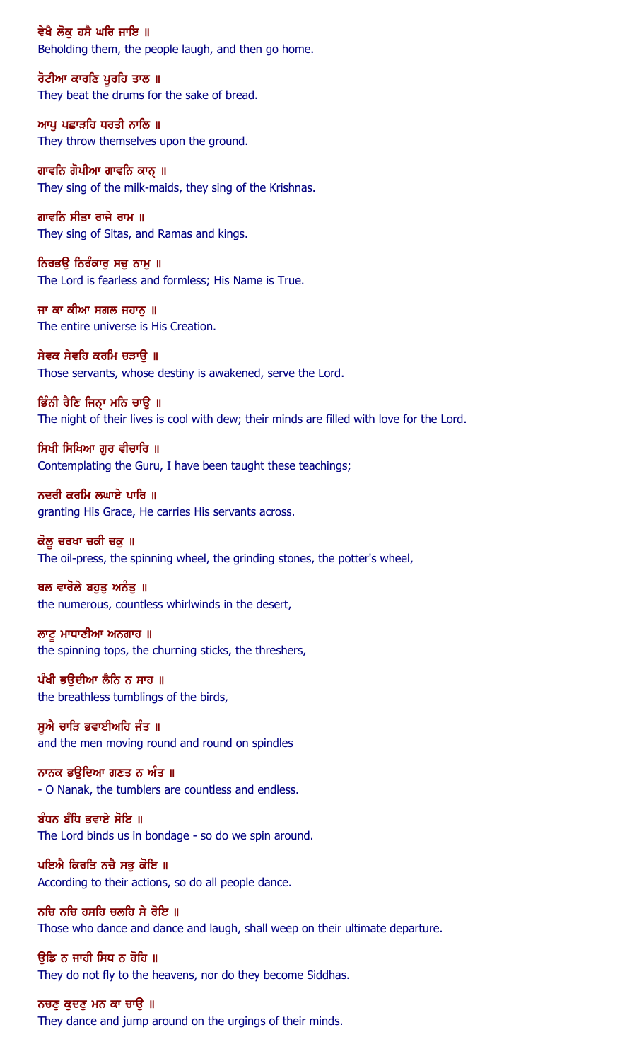ਵੇਖੈ ਲੋਕੁ ਹਸੈ ਘਰਿ ਜਾਇ ॥

Beholding them, the people laugh, and then go home.

ਰੋਟੀਆ ਕਾਰਣਿ ਪੂਰਹਿ ਤਾਲ ॥

They beat the drums for the sake of bread.

ਆਪੁ ਪਛਾੜਹਿ ਧਰਤੀ ਨਾਲਿ ॥

They throw themselves upon the ground.

ਗਾਵਨਿ ਗੋਪੀਆ ਗਾਵਨਿ ਕਾਨ੍ ॥

They sing of the milk-maids, they sing of the Krishnas.

ਗਾਵਨਿ ਸੀਤਾ ਰਾਜੇ ਰਾਮ ॥

They sing of Sitas, and Ramas and kings.

ਨਿਰਭਉ ਨਿਰੰਕਾਰੁ ਸਚੁ ਨਾਮੁ ॥

The Lord is fearless and formless; His Name is True.

ਜਾ ਕਾ ਕੀਆ ਸਗਲ ਜਹਾਨੁ ॥

The entire universe is His Creation.

ਸੇਵਕ ਸੇਵਹਿ ਕਰਮਿ ਚੜਾਉ ॥

Those servants, whose destiny is awakened, serve the Lord.

ਭਿੰਨੀ ਰੈਣਿ ਜਿਨ੍ਾ ਮਨਿ ਚਾਉ ॥

The night of their lives is cool with dew; their minds are filled with love for the Lord.

ਸਿਖੀ ਸਿਖਿਆ ਗੁਰ ਵੀਚਾਰਿ ॥

Contemplating the Guru, I have been taught these teachings;

ਨਦਰੀ ਕਰਮਿ ਲਘਾਏ ਪਾਰਿ ॥

granting His Grace, He carries His servants across.

ਕੋਲੂ ਚਰਖਾ ਚਕੀ ਚਕੁ ॥

The oil-press, the spinning wheel, the grinding stones, the potter's wheel,

ਥਲ ਵਾਰੋਲੇ ਬਹੁਤੁ ਅਨੰਤੁ ॥

the numerous, countless whirlwinds in the desert,

ਲਾਟੂ ਮਾਧਾਣੀਆ ਅਨਗਾਹ ॥

the spinning tops, the churning sticks, the threshers,

ਪੰਖੀ ਭਉਦੀਆ ਲੈਨਿ ਨ ਸਾਹ ॥

the breathless tumblings of the birds,

ਸੂਐ ਚਾੜਿ ਭਵਾਈਅਹਿ ਜੰਤ ॥

and the men moving round and round on spindles

ਨਾਨਕ ਭਉਦਿਆ ਗਣਤ ਨ ਅੰਤ ॥

- O Nanak, the tumblers are countless and endless.

ਬੰਧਨ ਬੰਧਿ ਭਵਾਏ ਸੋਇ ॥

The Lord binds us in bondage - so do we spin around.

ਪਇਐ ਕਿਰਤਿ ਨਚੈ ਸਭੁ ਕੋਇ ॥

According to their actions, so do all people dance.

ਨਚਿ ਨਚਿ ਹਸਹਿ ਚਲਹਿ ਸੇ ਰੋਇ ॥

Those who dance and dance and laugh, shall weep on their ultimate departure.

ਉਡਿ ਨ ਜਾਹੀ ਸਿਧ ਨ ਹੋਹਿ ॥

They do not fly to the heavens, nor do they become Siddhas.

ਨਚਣੁ ਕੁਦਣੁ ਮਨ ਕਾ ਚਾਉ ॥

They dance and jump around on the urgings of their minds.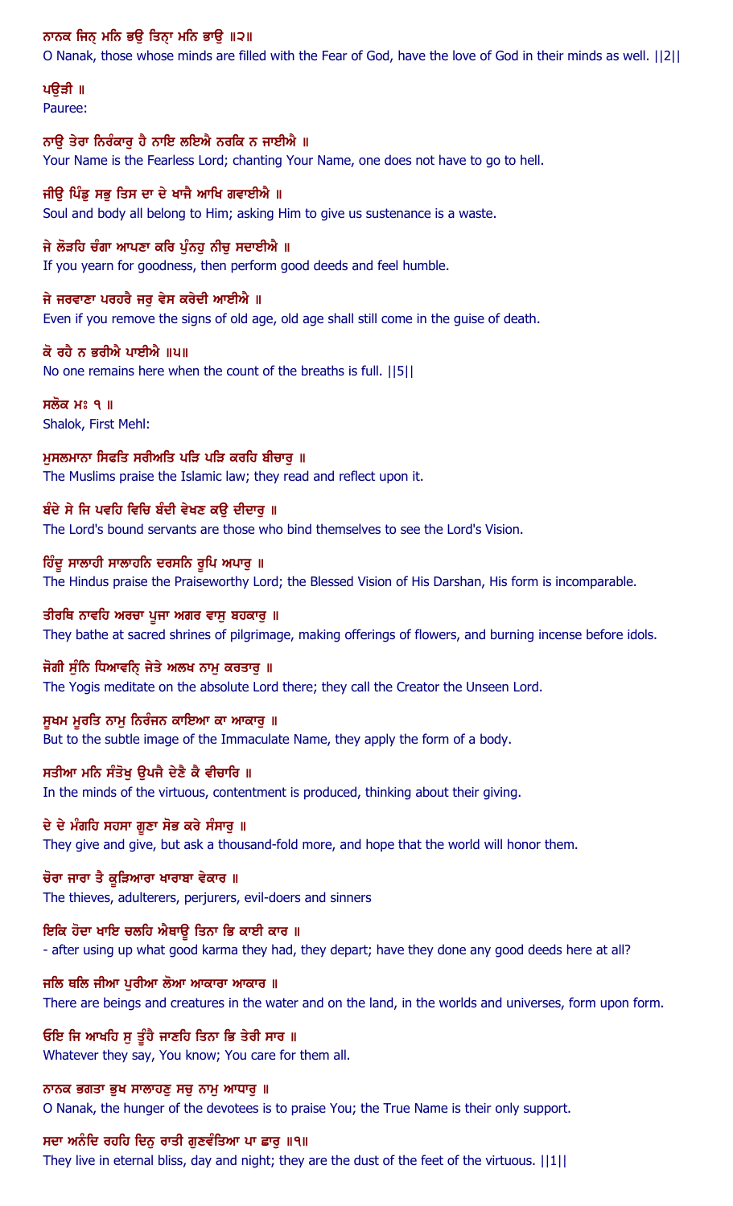ਨਾਨਕ ਜਿਨ੍ ਮਨਿ ਭਉ ਤਿਨ੍ਹਾ ਮਨਿ ਭਾਉ ॥੨॥
O Nanak, those whose minds are filled with the Fear of God, have the love of God in their minds as well. ||2||

ਪਉੜੀ ॥
Pauree:

ਨਾਉ ਤੇਰਾ ਨਿਰੰਕਾਰੁ ਹੈ ਨਾਇ ਲਇਐ ਨਰਕਿ ਨ ਜਾਈਐ ॥
Your Name is the Fearless Lord; chanting Your Name, one does not have to go to hell.

ਜੀਉ ਪਿੰਡੁ ਸਭੁ ਤਿਸ ਦਾ ਦੇ ਖਾਜੈ ਆਖਿ ਗਵਾਈਐ ॥
Soul and body all belong to Him; asking Him to give us sustenance is a waste.

ਜੇ ਲੋੜਹਿ ਚੰਗਾ ਆਪਣਾ ਕਰਿ ਪੁੰਨਹੁ ਨੀਚੁ ਸਦਾਈਐ ॥
If you yearn for goodness, then perform good deeds and feel humble.

ਜੇ ਜਰਵਾਣਾ ਪਰਹਰੈ ਜਰੁ ਵੇਸ ਕਰੇਦੀ ਆਈਐ ॥
Even if you remove the signs of old age, old age shall still come in the guise of death.

ਕੋ ਰਹੈ ਨ ਭਰੀਐ ਪਾਈਐ ॥੫॥
No one remains here when the count of the breaths is full. ||5||

ਸਲੋਕ ਮਃ ੧ ॥
Shalok, First Mehl:

ਮੁਸਲਮਾਨਾ ਸਿਫਤਿ ਸਰੀਅਤਿ ਪੜਿ ਪੜਿ ਕਰਹਿ ਬੀਚਾਰੁ ॥
The Muslims praise the Islamic law; they read and reflect upon it.

ਬੰਦੇ ਸੇ ਜਿ ਪਵਹਿ ਵਿਚਿ ਬੰਦੀ ਵੇਖਣ ਕਉ ਦੀਦਾਰੁ ॥
The Lord's bound servants are those who bind themselves to see the Lord's Vision.

ਹਿੰਦੂ ਸਾਲਾਹੀ ਸਾਲਾਹਨਿ ਦਰਸਨਿ ਰੂਪਿ ਅਪਾਰੁ ॥
The Hindus praise the Praiseworthy Lord; the Blessed Vision of His Darshan, His form is incomparable.

ਤੀਰਥਿ ਨਾਵਹਿ ਅਰਚਾ ਪੂਜਾ ਅਗਰ ਵਾਸੁ ਬਹਕਾਰੁ ॥
They bathe at sacred shrines of pilgrimage, making offerings of flowers, and burning incense before idols.

ਜੋਗੀ ਸੁੰਨਿ ਧਿਆਵਨਿ੍ ਜੇਤੇ ਅਲਖ ਨਾਮੁ ਕਰਤਾਰੁ ॥
The Yogis meditate on the absolute Lord there; they call the Creator the Unseen Lord.

ਸੂਖਮ ਮੂਰਤਿ ਨਾਮੁ ਨਿਰੰਜਨ ਕਾਇਆ ਕਾ ਆਕਾਰੁ ॥
But to the subtle image of the Immaculate Name, they apply the form of a body.

ਸਤੀਆ ਮਨਿ ਸੰਤੋਖੁ ਉਪਜੈ ਦੇਣੈ ਕੈ ਵੀਚਾਰਿ ॥
In the minds of the virtuous, contentment is produced, thinking about their giving.

ਦੇ ਦੇ ਮੰਗਹਿ ਸਹਸਾ ਗੂਣਾ ਸੋਭ ਕਰੇ ਸੰਸਾਰੁ ॥
They give and give, but ask a thousand-fold more, and hope that the world will honor them.

ਚੋਰਾ ਜਾਰਾ ਤੈ ਕੂੜਿਆਰਾ ਖਾਰਾਬਾ ਵੇਕਾਰ ॥
The thieves, adulterers, perjurers, evil-doers and sinners

ਇਕਿ ਹੋਦਾ ਖਾਇ ਚਲਹਿ ਐਥਾਊ ਤਿਨਾ ਭਿ ਕਾਈ ਕਾਰ ॥
- after using up what good karma they had, they depart; have they done any good deeds here at all?

ਜਲਿ ਥਲਿ ਜੀਆ ਪੁਰੀਆ ਲੋਆ ਆਕਾਰਾ ਆਕਾਰ ॥
There are beings and creatures in the water and on the land, in the worlds and universes, form upon form.

ਓਇ ਜਿ ਆਖਹਿ ਸੁ ਤੂੰਹੈ ਜਾਣਹਿ ਤਿਨਾ ਭਿ ਤੇਰੀ ਸਾਰ ॥
Whatever they say, You know; You care for them all.

ਨਾਨਕ ਭਗਤਾ ਭੁਖ ਸਾਲਾਹਣੁ ਸਚੁ ਨਾਮੁ ਆਧਾਰੁ ॥
O Nanak, the hunger of the devotees is to praise You; the True Name is their only support.

ਸਦਾ ਅਨੰਦਿ ਰਹਹਿ ਦਿਨੁ ਰਾਤੀ ਗੁਣਵੰਤਿਆ ਪਾ ਛਾਰੁ ॥੧॥
They live in eternal bliss, day and night; they are the dust of the feet of the virtuous. ||1||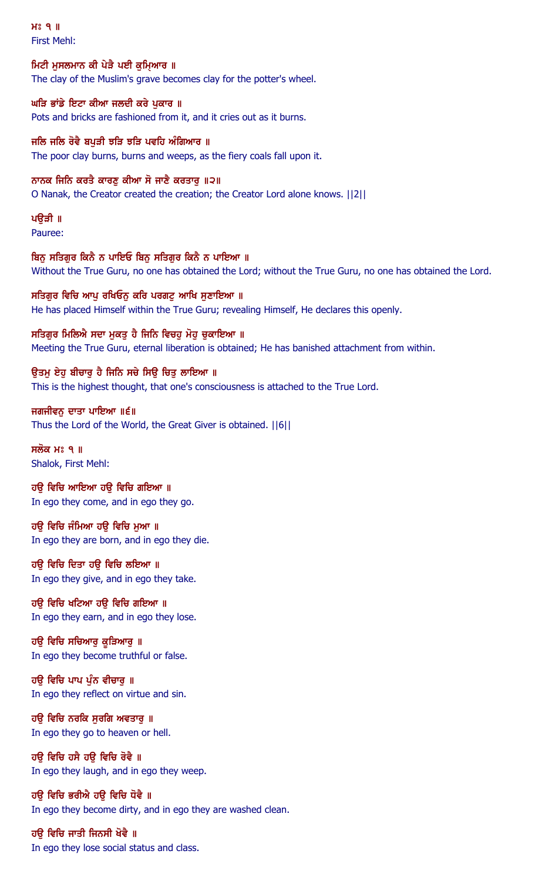ਮਃ ੧ ॥
First Mehl:

ਮਿਟੀ ਮੁਸਲਮਾਨ ਕੀ ਪੇੜੈ ਪਈ ਕੁਮ੍ਹਿਆਰ ॥
The clay of the Muslim's grave becomes clay for the potter's wheel.

ਘੜਿ ਭਾਂਡੇ ਇਟਾ ਕੀਆ ਜਲਦੀ ਕਰੇ ਪੁਕਾਰ ॥
Pots and bricks are fashioned from it, and it cries out as it burns.

ਜਲਿ ਜਲਿ ਰੋਵੈ ਬਪੁੜੀ ਝੜਿ ਝੜਿ ਪਵਹਿ ਅੰਗਿਆਰ ॥
The poor clay burns, burns and weeps, as the fiery coals fall upon it.

ਨਾਨਕ ਜਿਨਿ ਕਰਤੈ ਕਾਰਣੁ ਕੀਆ ਸੋ ਜਾਣੈ ਕਰਤਾਰੁ ॥੨॥
O Nanak, the Creator created the creation; the Creator Lord alone knows. ||2||

ਪਉੜੀ ॥
Pauree:

ਬਿਨੁ ਸਤਿਗੁਰ ਕਿਨੈ ਨ ਪਾਇਓ ਬਿਨੁ ਸਤਿਗੁਰ ਕਿਨੈ ਨ ਪਾਇਆ ॥
Without the True Guru, no one has obtained the Lord; without the True Guru, no one has obtained the Lord.

ਸਤਿਗੁਰ ਵਿਚਿ ਆਪੁ ਰਖਿਓਨੁ ਕਰਿ ਪਰਗਟੁ ਆਖਿ ਸੁਣਾਇਆ ॥
He has placed Himself within the True Guru; revealing Himself, He declares this openly.

ਸਤਿਗੁਰ ਮਿਲਿਐ ਸਦਾ ਮੁਕਤੁ ਹੈ ਜਿਨਿ ਵਿਚਹੁ ਮੋਹੁ ਚੁਕਾਇਆ ॥
Meeting the True Guru, eternal liberation is obtained; He has banished attachment from within.

ਉਤਮੁ ਏਹੁ ਬੀਚਾਰੁ ਹੈ ਜਿਨਿ ਸਚੇ ਸਿਉ ਚਿਤੁ ਲਾਇਆ ॥
This is the highest thought, that one's consciousness is attached to the True Lord.

ਜਗਜੀਵਨੁ ਦਾਤਾ ਪਾਇਆ ॥੬॥
Thus the Lord of the World, the Great Giver is obtained. ||6||

ਸਲੋਕ ਮਃ ੧ ॥
Shalok, First Mehl:

ਹਉ ਵਿਚਿ ਆਇਆ ਹਉ ਵਿਚਿ ਗਇਆ ॥
In ego they come, and in ego they go.

ਹਉ ਵਿਚਿ ਜੰਮਿਆ ਹਉ ਵਿਚਿ ਮੁਆ ॥
In ego they are born, and in ego they die.

ਹਉ ਵਿਚਿ ਦਿਤਾ ਹਉ ਵਿਚਿ ਲਇਆ ॥
In ego they give, and in ego they take.

ਹਉ ਵਿਚਿ ਖਟਿਆ ਹਉ ਵਿਚਿ ਗਇਆ ॥
In ego they earn, and in ego they lose.

ਹਉ ਵਿਚਿ ਸਚਿਆਰੁ ਕੂੜਿਆਰੁ ॥
In ego they become truthful or false.

ਹਉ ਵਿਚਿ ਪਾਪ ਪੁੰਨ ਵੀਚਾਰੁ ॥
In ego they reflect on virtue and sin.

ਹਉ ਵਿਚਿ ਨਰਕਿ ਸੁਰਗਿ ਅਵਤਾਰੁ ॥
In ego they go to heaven or hell.

ਹਉ ਵਿਚਿ ਹਸੈ ਹਉ ਵਿਚਿ ਰੋਵੈ ॥
In ego they laugh, and in ego they weep.

ਹਉ ਵਿਚਿ ਭਰੀਐ ਹਉ ਵਿਚਿ ਧੋਵੈ ॥
In ego they become dirty, and in ego they are washed clean.

ਹਉ ਵਿਚਿ ਜਾਤੀ ਜਿਨਸੀ ਖੋਵੈ ॥
In ego they lose social status and class.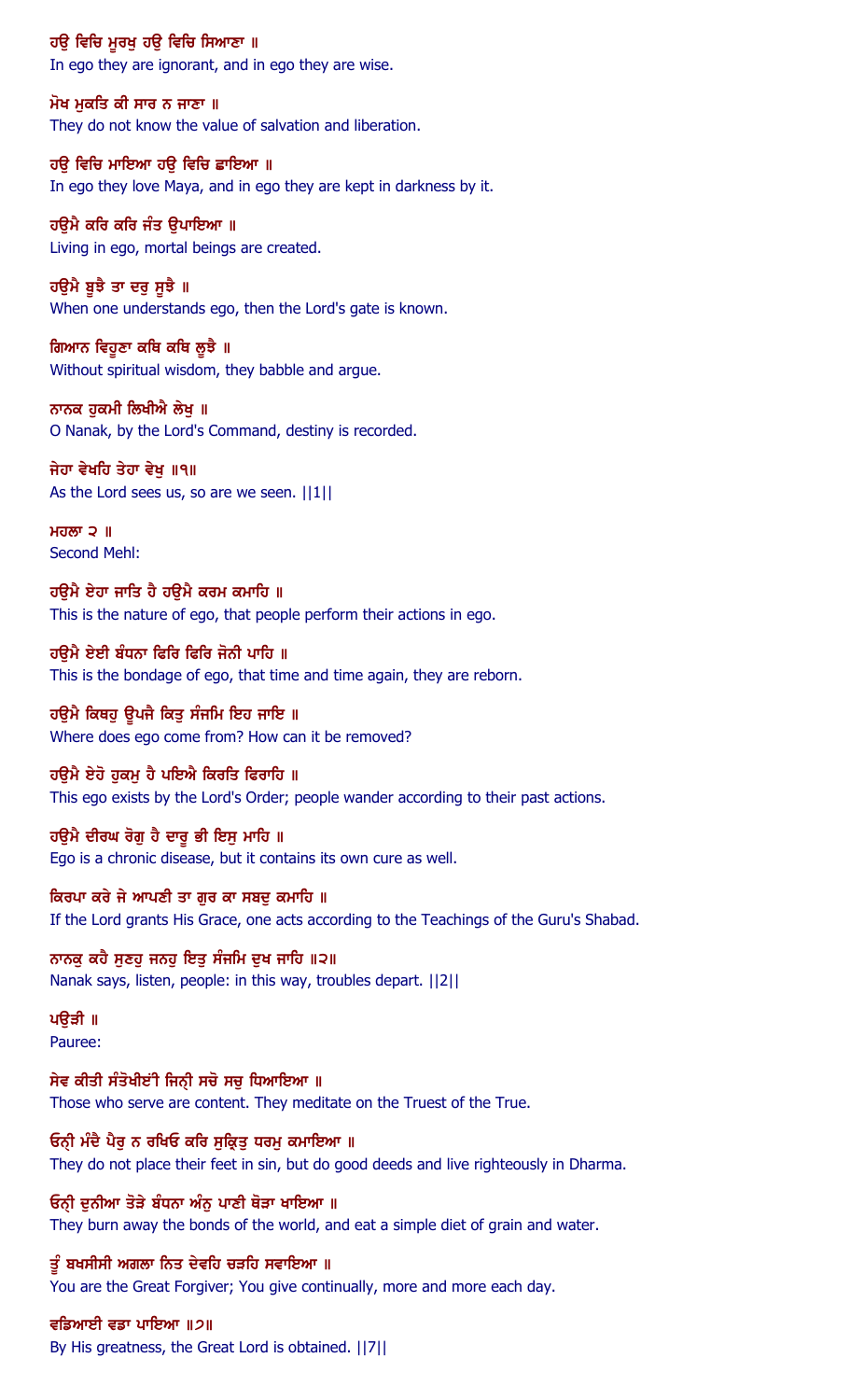ਹਉ ਵਿਚਿ ਮੂਰਖੁ ਹਉ ਵਿਚਿ ਸਿਆਣਾ ॥
In ego they are ignorant, and in ego they are wise.

ਮੋਖ ਮੁਕਤਿ ਕੀ ਸਾਰ ਨ ਜਾਣਾ ॥
They do not know the value of salvation and liberation.

ਹਉ ਵਿਚਿ ਮਾਇਆ ਹਉ ਵਿਚਿ ਛਾਇਆ ॥
In ego they love Maya, and in ego they are kept in darkness by it.

ਹਉਮੈ ਕਰਿ ਕਰਿ ਜੰਤ ਉਪਾਇਆ ॥
Living in ego, mortal beings are created.

ਹਉਮੈ ਬੂਝੈ ਤਾ ਦਰੁ ਸੂਝੈ ॥
When one understands ego, then the Lord's gate is known.

ਗਿਆਨ ਵਿਹੂਣਾ ਕਥਿ ਕਥਿ ਲੂਝੈ ॥
Without spiritual wisdom, they babble and argue.

ਨਾਨਕ ਹੁਕਮੀ ਲਿਖੀਐ ਲੇਖੁ ॥
O Nanak, by the Lord's Command, destiny is recorded.

ਜੇਹਾ ਵੇਖਹਿ ਤੇਹਾ ਵੇਖੁ ॥੧॥
As the Lord sees us, so are we seen. ||1||

ਮਹਲਾ ੨ ॥
Second Mehl:

ਹਉਮੈ ਏਹਾ ਜਾਤਿ ਹੈ ਹਉਮੈ ਕਰਮ ਕਮਾਹਿ ॥
This is the nature of ego, that people perform their actions in ego.

ਹਉਮੈ ਏਈ ਬੰਧਨਾ ਫਿਰਿ ਫਿਰਿ ਜੋਨੀ ਪਾਹਿ ॥
This is the bondage of ego, that time and time again, they are reborn.

ਹਉਮੈ ਕਿਥਹੁ ਊਪਜੈ ਕਿਤੁ ਸੰਜਮਿ ਇਹ ਜਾਇ ॥
Where does ego come from? How can it be removed?

ਹਉਮੈ ਏਹੋ ਹੁਕਮੁ ਹੈ ਪਇਐ ਕਿਰਤਿ ਫਿਰਾਹਿ ॥
This ego exists by the Lord's Order; people wander according to their past actions.

ਹਉਮੈ ਦੀਰਘ ਰੋਗੁ ਹੈ ਦਾਰੂ ਭੀ ਇਸੁ ਮਾਹਿ ॥
Ego is a chronic disease, but it contains its own cure as well.

ਕਿਰਪਾ ਕਰੇ ਜੇ ਆਪਣੀ ਤਾ ਗੁਰ ਕਾ ਸਬਦੁ ਕਮਾਹਿ ॥
If the Lord grants His Grace, one acts according to the Teachings of the Guru's Shabad.

ਨਾਨਕੁ ਕਹੈ ਸੁਣਹੁ ਜਨਹੁ ਇਤੁ ਸੰਜਮਿ ਦੁਖ ਜਾਹਿ ॥੨॥
Nanak says, listen, people: in this way, troubles depart. ||2||

ਪਉੜੀ ॥
Pauree:

ਸੇਵ ਕੀਤੀ ਸੰਤੋਖੀਈ ਜਿਨ੍ਹੀ ਸਚੋ ਸਚੁ ਧਿਆਇਆ ॥
Those who serve are content. They meditate on the Truest of the True.

ਓਨ੍ਹੀ ਮੰਦੈ ਪੈਰੁ ਨ ਰਖਿਓ ਕਰਿ ਸੁਕ੍ਰਿਤੁ ਧਰਮੁ ਕਮਾਇਆ ॥
They do not place their feet in sin, but do good deeds and live righteously in Dharma.

ਓਨ੍ਹੀ ਦੁਨੀਆ ਤੋੜੇ ਬੰਧਨਾ ਅੰਨੁ ਪਾਣੀ ਥੋੜਾ ਖਾਇਆ ॥
They burn away the bonds of the world, and eat a simple diet of grain and water.

ਤੂੰ ਬਖਸੀਸੀ ਅਗਲਾ ਨਿਤ ਦੇਵਹਿ ਚੜਹਿ ਸਵਾਇਆ ॥
You are the Great Forgiver; You give continually, more and more each day.

ਵਡਿਆਈ ਵਡਾ ਪਾਇਆ ॥੭॥
By His greatness, the Great Lord is obtained. ||7||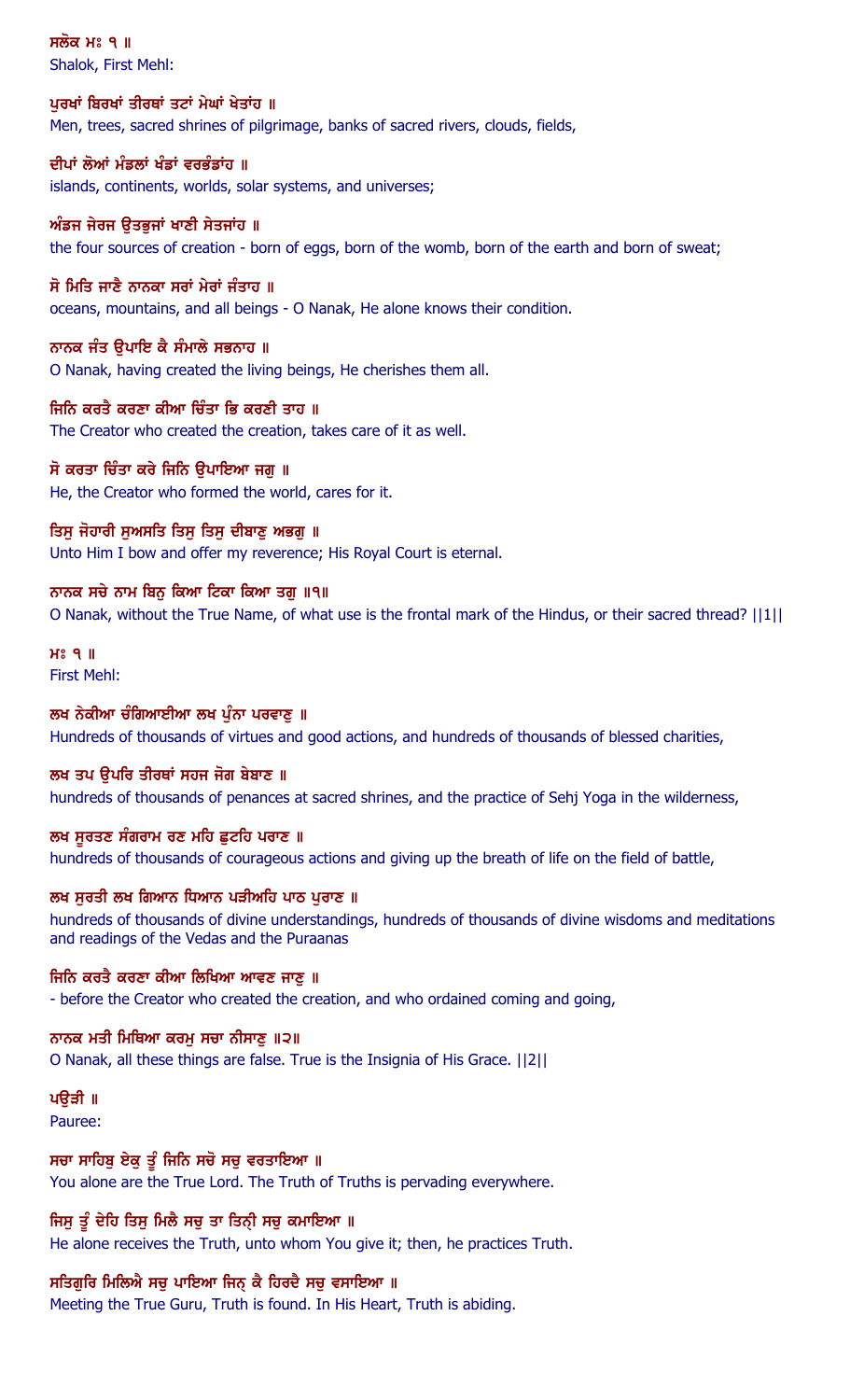ਸਲੋਕ ਮਃ ੧ ॥
Shalok, First Mehl:

ਪੁਰਖਾਂ ਬਿਰਖਾਂ ਤੀਰਥਾਂ ਤਟਾਂ ਮੇਘਾਂ ਖੇਤਾਂਹ ॥
Men, trees, sacred shrines of pilgrimage, banks of sacred rivers, clouds, fields,

ਦੀਪਾਂ ਲੋਆਂ ਮੰਡਲਾਂ ਖੰਡਾਂ ਵਰਭੰਡਾਂਹ ॥
islands, continents, worlds, solar systems, and universes;

ਅੰਡਜ ਜੇਰਜ ਉਤਭੁਜਾਂ ਖਾਣੀ ਸੇਤਜਾਂਹ ॥
the four sources of creation - born of eggs, born of the womb, born of the earth and born of sweat;

ਸੋ ਮਿਤਿ ਜਾਣੈ ਨਾਨਕਾ ਸਰਾਂ ਮੇਰਾਂ ਜੰਤਾਹ ॥
oceans, mountains, and all beings - O Nanak, He alone knows their condition.

ਨਾਨਕ ਜੰਤ ਉਪਾਇ ਕੈ ਸੰਮਾਲੇ ਸਭਨਾਹ ॥
O Nanak, having created the living beings, He cherishes them all.

ਜਿਨਿ ਕਰਤੈ ਕਰਣਾ ਕੀਆ ਚਿੰਤਾ ਭਿ ਕਰਣੀ ਤਾਹ ॥
The Creator who created the creation, takes care of it as well.

ਸੋ ਕਰਤਾ ਚਿੰਤਾ ਕਰੇ ਜਿਨਿ ਉਪਾਇਆ ਜਗੁ ॥
He, the Creator who formed the world, cares for it.

ਤਿਸੁ ਜੋਹਾਰੀ ਸੁਅਸਤਿ ਤਿਸੁ ਤਿਸੁ ਦੀਬਾਣੁ ਅਭਗੁ ॥
Unto Him I bow and offer my reverence; His Royal Court is eternal.

ਨਾਨਕ ਸਚੇ ਨਾਮ ਬਿਨੁ ਕਿਆ ਟਿਕਾ ਕਿਆ ਤਗੁ ॥੧॥
O Nanak, without the True Name, of what use is the frontal mark of the Hindus, or their sacred thread? ||1||

ਮਃ ੧ ॥
First Mehl:

ਲਖ ਨੇਕੀਆ ਚੰਗਿਆਈਆ ਲਖ ਪੁੰਨਾ ਪਰਵਾਣੁ ॥
Hundreds of thousands of virtues and good actions, and hundreds of thousands of blessed charities,

ਲਖ ਤਪ ਉਪਰਿ ਤੀਰਥਾਂ ਸਹਜ ਜੋਗ ਬੇਬਾਣ ॥
hundreds of thousands of penances at sacred shrines, and the practice of Sehj Yoga in the wilderness,

ਲਖ ਸੂਰਤਣ ਸੰਗਰਾਮ ਰਣ ਮਹਿ ਛੁਟਹਿ ਪਰਾਣ ॥
hundreds of thousands of courageous actions and giving up the breath of life on the field of battle,

ਲਖ ਸੁਰਤੀ ਲਖ ਗਿਆਨ ਧਿਆਨ ਪੜੀਅਹਿ ਪਾਠ ਪੁਰਾਣ ॥
hundreds of thousands of divine understandings, hundreds of thousands of divine wisdoms and meditations and readings of the Vedas and the Puraanas

ਜਿਨਿ ਕਰਤੈ ਕਰਣਾ ਕੀਆ ਲਿਖਿਆ ਆਵਣ ਜਾਣੁ ॥
- before the Creator who created the creation, and who ordained coming and going,

ਨਾਨਕ ਮਤੀ ਮਿਥਿਆ ਕਰਮੁ ਸਚਾ ਨੀਸਾਣੁ ॥੨॥
O Nanak, all these things are false. True is the Insignia of His Grace. ||2||

ਪਉੜੀ ॥
Pauree:

ਸਚਾ ਸਾਹਿਬੁ ਏਕੁ ਤੂੰ ਜਿਨਿ ਸਚੋ ਸਚੁ ਵਰਤਾਇਆ ॥
You alone are the True Lord. The Truth of Truths is pervading everywhere.

ਜਿਸੁ ਤੂੰ ਦੇਹਿ ਤਿਸੁ ਮਿਲੈ ਸਚੁ ਤਾ ਤਿਨ੍ਹ੍ਹੀ ਸਚੁ ਕਮਾਇਆ ॥
He alone receives the Truth, unto whom You give it; then, he practices Truth.

ਸਤਿਗੁਰਿ ਮਿਲਿਐ ਸਚੁ ਪਾਇਆ ਜਿਨ੍ਹ੍ਹ ਕੈ ਹਿਰਦੈ ਸਚੁ ਵਸਾਇਆ ॥
Meeting the True Guru, Truth is found. In His Heart, Truth is abiding.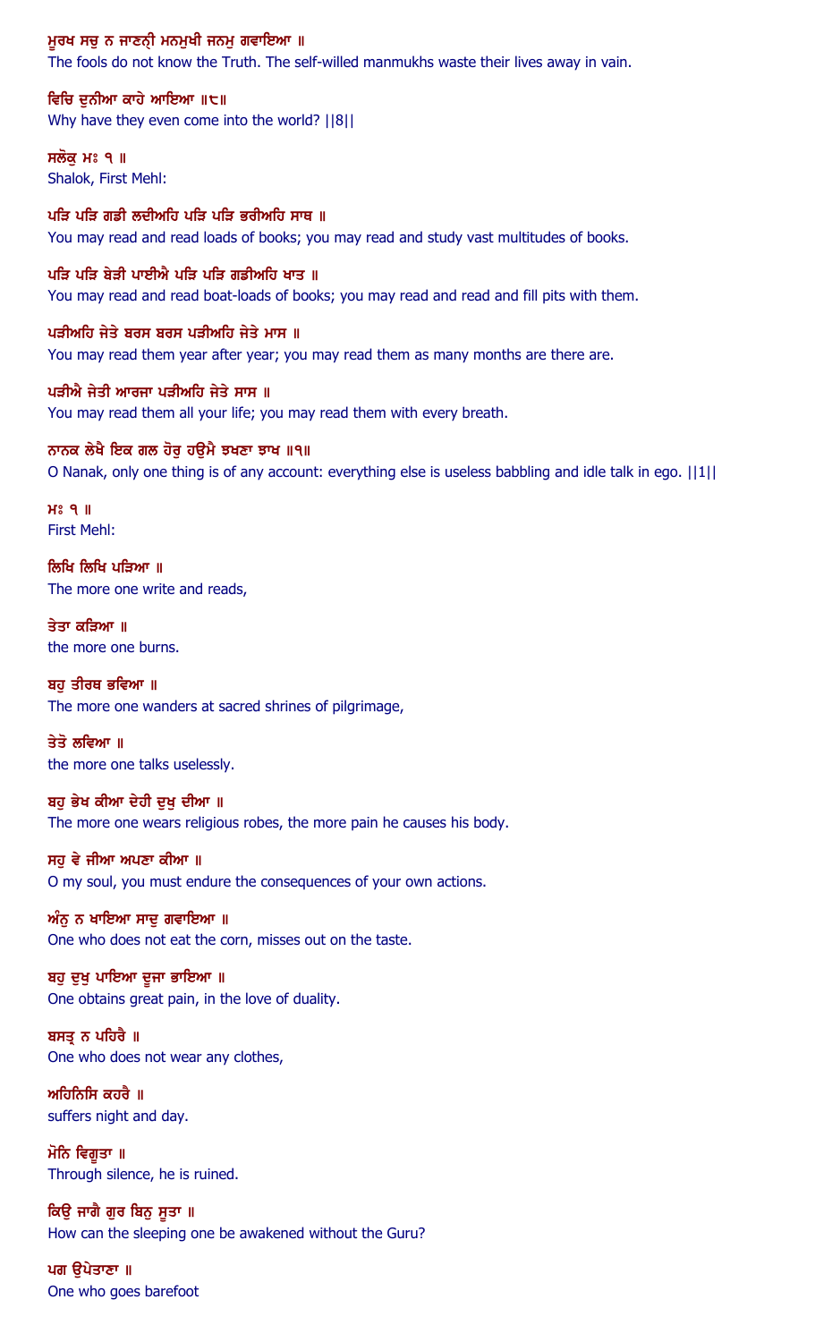ਮੂਰਖ ਸਚੁ ਨ ਜਾਣਨ੍ਹ੍ਹੀ ਮਨਮੁਖੀ ਜਨਮੁ ਗਵਾਇਆ ॥

The fools do not know the Truth. The self-willed manmukhs waste their lives away in vain.

ਵਿਚਿ ਦੁਨੀਆ ਕਾਹੇ ਆਇਆ ॥੮॥

Why have they even come into the world? ||8||

ਸਲੋਕੁ ਮਃ ੧ ॥

Shalok, First Mehl:

ਪੜਿ ਪੜਿ ਗਡੀ ਲਦੀਅਹਿ ਪੜਿ ਪੜਿ ਭਰੀਅਹਿ ਸਾਥ ॥

You may read and read loads of books; you may read and study vast multitudes of books.

ਪੜਿ ਪੜਿ ਬੇੜੀ ਪਾਈਐ ਪੜਿ ਪੜਿ ਗਡੀਅਹਿ ਖਾਤ ॥

You may read and read boat-loads of books; you may read and read and fill pits with them.

ਪੜੀਅਹਿ ਜੇਤੇ ਬਰਸ ਬਰਸ ਪੜੀਅਹਿ ਜੇਤੇ ਮਾਸ ॥

You may read them year after year; you may read them as many months are there are.

ਪੜੀਐ ਜੇਤੀ ਆਰਜਾ ਪੜੀਅਹਿ ਜੇਤੇ ਸਾਸ ॥

You may read them all your life; you may read them with every breath.

ਨਾਨਕ ਲੇਖੈ ਇਕ ਗਲ ਹੋਰੁ ਹਉਮੈ ਝਖਣਾ ਝਾਖ ॥੧॥

O Nanak, only one thing is of any account: everything else is useless babbling and idle talk in ego. ||1||

ਮਃ ੧ ॥

First Mehl:

ਲਿਖਿ ਲਿਖਿ ਪੜਿਆ ॥

The more one write and reads,

ਤੇਤਾ ਕੜਿਆ ॥

the more one burns.

ਬਹੁ ਤੀਰਥ ਭਵਿਆ ॥

The more one wanders at sacred shrines of pilgrimage,

ਤੇਤੋ ਲਵਿਆ ॥

the more one talks uselessly.

ਬਹੁ ਭੇਖ ਕੀਆ ਦੇਹੀ ਦੁਖੁ ਦੀਆ ॥

The more one wears religious robes, the more pain he causes his body.

ਸਹੁ ਵੇ ਜੀਆ ਅਪਣਾ ਕੀਆ ॥

O my soul, you must endure the consequences of your own actions.

ਅੰਨੁ ਨ ਖਾਇਆ ਸਾਦੁ ਗਵਾਇਆ ॥

One who does not eat the corn, misses out on the taste.

ਬਹੁ ਦੁਖੁ ਪਾਇਆ ਦੂਜਾ ਭਾਇਆ ॥

One obtains great pain, in the love of duality.

ਬਸਤ੍ਰ ਨ ਪਹਿਰੈ ॥

One who does not wear any clothes,

ਅਹਿਨਿਸਿ ਕਹਰੈ ॥

suffers night and day.

ਮੋਨਿ ਵਿਗੂਤਾ ॥

Through silence, he is ruined.

ਕਿਉ ਜਾਗੈ ਗੁਰ ਬਿਨੁ ਸੂਤਾ ॥

How can the sleeping one be awakened without the Guru?

ਪਗ ਉਪੇਤਾਣਾ ॥

One who goes barefoot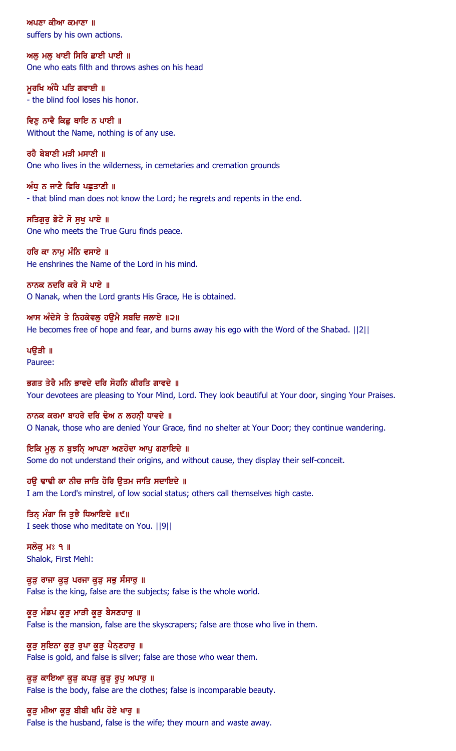ਅਪਣਾ ਕੀਆ ਕਮਾਣਾ ॥
suffers by his own actions.

ਅਲੁ ਮਲੁ ਖਾਈ ਸਿਰਿ ਛਾਈ ਪਾਈ ॥
One who eats filth and throws ashes on his head

ਮੂਰਖਿ ਅੰਧੈ ਪਤਿ ਗਵਾਈ ॥
- the blind fool loses his honor.

ਵਿਣੁ ਨਾਵੈ ਕਿਛੁ ਥਾਇ ਨ ਪਾਈ ॥
Without the Name, nothing is of any use.

ਰਹੈ ਬੇਬਾਣੀ ਮੜੀ ਮਸਾਣੀ ॥
One who lives in the wilderness, in cemetaries and cremation grounds

ਅੰਧੁ ਨ ਜਾਣੈ ਫਿਰਿ ਪਛੁਤਾਣੀ ॥
- that blind man does not know the Lord; he regrets and repents in the end.

ਸਤਿਗੁਰੁ ਭੇਟੇ ਸੋ ਸੁਖੁ ਪਾਏ ॥
One who meets the True Guru finds peace.

ਹਰਿ ਕਾ ਨਾਮੁ ਮੰਨਿ ਵਸਾਏ ॥
He enshrines the Name of the Lord in his mind.

ਨਾਨਕ ਨਦਰਿ ਕਰੇ ਸੋ ਪਾਏ ॥
O Nanak, when the Lord grants His Grace, He is obtained.

ਆਸ ਅੰਦੇਸੇ ਤੇ ਨਿਹਕੇਵਲੁ ਹਉਮੈ ਸਬਦਿ ਜਲਾਏ ॥੨॥
He becomes free of hope and fear, and burns away his ego with the Word of the Shabad. ||2||

ਪਉੜੀ ॥
Pauree:

ਭਗਤ ਤੇਰੈ ਮਨਿ ਭਾਵਦੇ ਦਰਿ ਸੋਹਨਿ ਕੀਰਤਿ ਗਾਵਦੇ ॥
Your devotees are pleasing to Your Mind, Lord. They look beautiful at Your door, singing Your Praises.

ਨਾਨਕ ਕਰਮਾ ਬਾਹਰੇ ਦਰਿ ਢੋਅ ਨ ਲਹਨ੍ਹੀ ਧਾਵਦੇ ॥
O Nanak, those who are denied Your Grace, find no shelter at Your Door; they continue wandering.

ਇਕਿ ਮੂਲੁ ਨ ਬੁਝਨ੍ਹਿ ਆਪਣਾ ਅਣਹੋਦਾ ਆਪੁ ਗਣਾਇਦੇ ॥
Some do not understand their origins, and without cause, they display their self-conceit.

ਹਉ ਢਾਢੀ ਕਾ ਨੀਚ ਜਾਤਿ ਹੋਰਿ ਉਤਮ ਜਾਤਿ ਸਦਾਇਦੇ ॥
I am the Lord's minstrel, of low social status; others call themselves high caste.

ਤਿਨ੍ਹ ਮੰਗਾ ਜਿ ਤੁਝੈ ਧਿਆਇਦੇ ॥੯॥
I seek those who meditate on You. ||9||

ਸਲੋਕੁ ਮਃ ੧ ॥
Shalok, First Mehl:

ਕੂੜੁ ਰਾਜਾ ਕੂੜੁ ਪਰਜਾ ਕੂੜੁ ਸਭੁ ਸੰਸਾਰੁ ॥
False is the king, false are the subjects; false is the whole world.

ਕੂੜੁ ਮੰਡਪ ਕੂੜੁ ਮਾੜੀ ਕੂੜੁ ਬੈਸਣਹਾਰੁ ॥
False is the mansion, false are the skyscrapers; false are those who live in them.

ਕੂੜੁ ਸੁਇਨਾ ਕੂੜੁ ਰੁਪਾ ਕੂੜੁ ਪੈਨ੍ਹਣਹਾਰੁ ॥
False is gold, and false is silver; false are those who wear them.

ਕੂੜੁ ਕਾਇਆ ਕੂੜੁ ਕਪੜੁ ਕੂੜੁ ਰੂਪੁ ਅਪਾਰੁ ॥
False is the body, false are the clothes; false is incomparable beauty.

ਕੂੜੁ ਮੀਆ ਕੂੜੁ ਬੀਬੀ ਖਪਿ ਹੋਏ ਖਾਰੁ ॥
False is the husband, false is the wife; they mourn and waste away.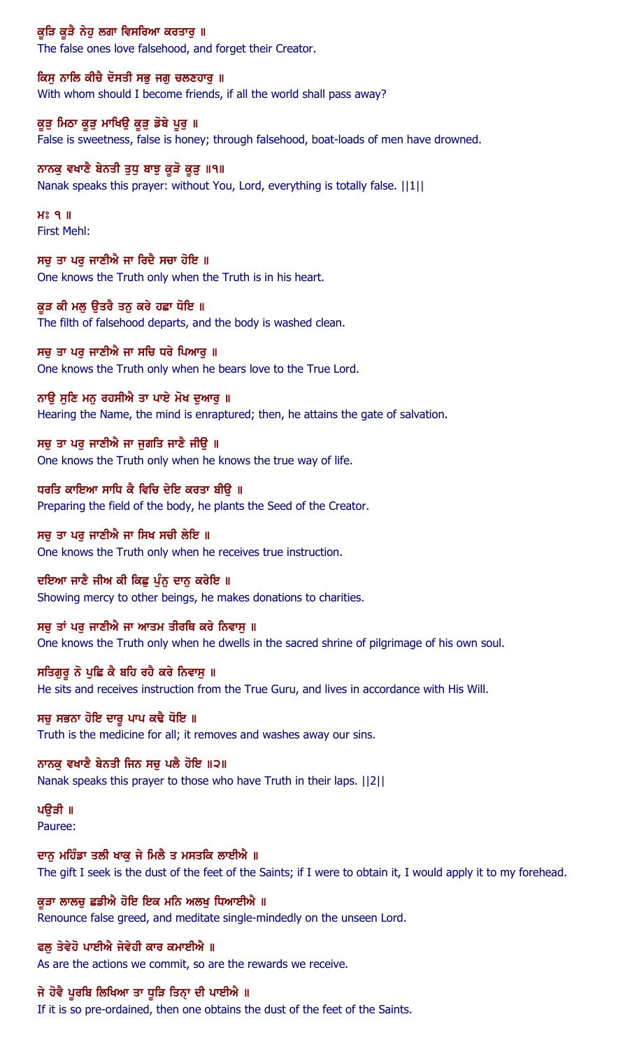ਕੂੜਿ ਕੂੜੈ ਨੇਹੁ ਲਗਾ ਵਿਸਰਿਆ ਕਰਤਾਰੁ ॥
The false ones love falsehood, and forget their Creator.

ਕਿਸੁ ਨਾਲਿ ਕੀਚੈ ਦੋਸਤੀ ਸਭੁ ਜਗੁ ਚਲਣਹਾਰੁ ॥
With whom should I become friends, if all the world shall pass away?

ਕੂੜੁ ਮਿਠਾ ਕੂੜੁ ਮਾਖਿਉ ਕੂੜੁ ਡੋਬੇ ਪੂਰੁ ॥
False is sweetness, false is honey; through falsehood, boat-loads of men have drowned.

ਨਾਨਕੁ ਵਖਾਣੈ ਬੇਨਤੀ ਤੁਧੁ ਬਾਝੁ ਕੂੜੋ ਕੂੜੁ ॥੧॥
Nanak speaks this prayer: without You, Lord, everything is totally false. ||1||

ਮਃ ੧ ॥
First Mehl:

ਸਚੁ ਤਾ ਪਰੁ ਜਾਣੀਐ ਜਾ ਰਿਦੈ ਸਚਾ ਹੋਇ ॥
One knows the Truth only when the Truth is in his heart.

ਕੂੜ ਕੀ ਮਲੁ ਉਤਰੈ ਤਨੁ ਕਰੇ ਹਛਾ ਧੋਇ ॥
The filth of falsehood departs, and the body is washed clean.

ਸਚੁ ਤਾ ਪਰੁ ਜਾਣੀਐ ਜਾ ਸਚਿ ਧਰੇ ਪਿਆਰੁ ॥
One knows the Truth only when he bears love to the True Lord.

ਨਾਉ ਸੁਣਿ ਮਨੁ ਰਹਸੀਐ ਤਾ ਪਾਏ ਮੋਖ ਦੁਆਰੁ ॥
Hearing the Name, the mind is enraptured; then, he attains the gate of salvation.

ਸਚੁ ਤਾ ਪਰੁ ਜਾਣੀਐ ਜਾ ਜੁਗਤਿ ਜਾਣੈ ਜੀਉ ॥
One knows the Truth only when he knows the true way of life.

ਧਰਤਿ ਕਾਇਆ ਸਾਧਿ ਕੈ ਵਿਚਿ ਦੇਇ ਕਰਤਾ ਬੀਉ ॥
Preparing the field of the body, he plants the Seed of the Creator.

ਸਚੁ ਤਾ ਪਰੁ ਜਾਣੀਐ ਜਾ ਸਿਖ ਸਚੀ ਲੇਇ ॥
One knows the Truth only when he receives true instruction.

ਦਇਆ ਜਾਣੈ ਜੀਅ ਕੀ ਕਿਛੁ ਪੁੰਨੁ ਦਾਨੁ ਕਰੇਇ ॥
Showing mercy to other beings, he makes donations to charities.

ਸਚੁ ਤਾਂ ਪਰੁ ਜਾਣੀਐ ਜਾ ਆਤਮ ਤੀਰਥਿ ਕਰੇ ਨਿਵਾਸੁ ॥
One knows the Truth only when he dwells in the sacred shrine of pilgrimage of his own soul.

ਸਤਿਗੁਰੂ ਨੋ ਪੁਛਿ ਕੈ ਬਹਿ ਰਹੈ ਕਰੇ ਨਿਵਾਸੁ ॥
He sits and receives instruction from the True Guru, and lives in accordance with His Will.

ਸਚੁ ਸਭਨਾ ਹੋਇ ਦਾਰੂ ਪਾਪ ਕਢੈ ਧੋਇ ॥
Truth is the medicine for all; it removes and washes away our sins.

ਨਾਨਕੁ ਵਖਾਣੈ ਬੇਨਤੀ ਜਿਨ ਸਚੁ ਪਲੈ ਹੋਇ ॥੨॥
Nanak speaks this prayer to those who have Truth in their laps. ||2||

ਪਉੜੀ ॥
Pauree:

ਦਾਨੁ ਮਹਿੰਡਾ ਤਲੀ ਖਾਕੁ ਜੇ ਮਿਲੈ ਤ ਮਸਤਕਿ ਲਾਈਐ ॥
The gift I seek is the dust of the feet of the Saints; if I were to obtain it, I would apply it to my forehead.

ਕੂੜਾ ਲਾਲਚੁ ਛਡੀਐ ਹੋਇ ਇਕ ਮਨਿ ਅਲਖੁ ਧਿਆਈਐ ॥
Renounce false greed, and meditate single-mindedly on the unseen Lord.

ਫਲੁ ਤੇਵੇਹੋ ਪਾਈਐ ਜੇਵੇਹੀ ਕਾਰ ਕਮਾਈਐ ॥
As are the actions we commit, so are the rewards we receive.

ਜੇ ਹੋਵੈ ਪੂਰਬਿ ਲਿਖਿਆ ਤਾ ਧੂੜਿ ਤਿਨ੍ਾ ਦੀ ਪਾਈਐ ॥
If it is so pre-ordained, then one obtains the dust of the feet of the Saints.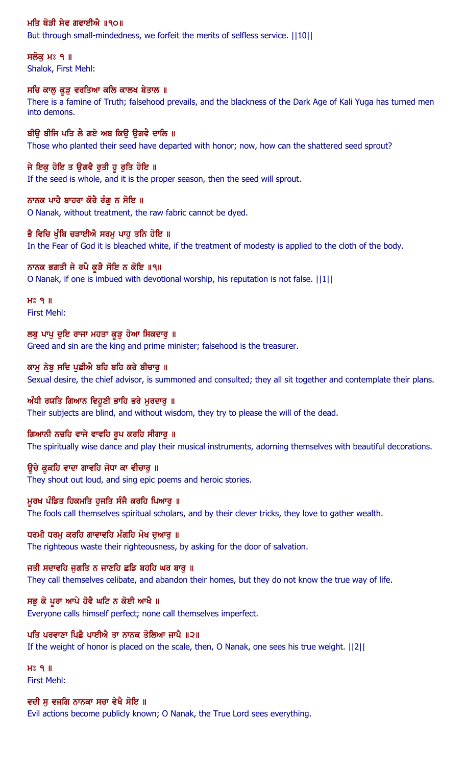ਮਤਿ ਥੋੜੀ ਸੇਵ ਗਵਾਈਐ ॥੧੦॥
But through small-mindedness, we forfeit the merits of selfless service. ||10||

ਸਲੋਕੁ ਮਃ ੧ ॥
Shalok, First Mehl:

ਸਚਿ ਕਾਲੁ ਕੂੜੁ ਵਰਤਿਆ ਕਲਿ ਕਾਲਖ ਬੇਤਾਲ ॥
There is a famine of Truth; falsehood prevails, and the blackness of the Dark Age of Kali Yuga has turned men into demons.

ਬੀਉ ਬੀਜਿ ਪਤਿ ਲੈ ਗਏ ਅਬ ਕਿਉ ਉਗਵੈ ਦਾਲਿ ॥
Those who planted their seed have departed with honor; now, how can the shattered seed sprout?

ਜੇ ਇਕੁ ਹੋਇ ਤ ਉਗਵੈ ਰੁਤੀ ਹੂ ਰੁਤਿ ਹੋਇ ॥
If the seed is whole, and it is the proper season, then the seed will sprout.

ਨਾਨਕ ਪਾਹੈ ਬਾਹਰਾ ਕੋਰੈ ਰੰਗੁ ਨ ਸੋਇ ॥
O Nanak, without treatment, the raw fabric cannot be dyed.

ਭੈ ਵਿਚਿ ਖੁੰਬਿ ਚੜਾਈਐ ਸਰਮੁ ਪਾਹੁ ਤਨਿ ਹੋਇ ॥
In the Fear of God it is bleached white, if the treatment of modesty is applied to the cloth of the body.

ਨਾਨਕ ਭਗਤੀ ਜੇ ਰਪੈ ਕੂੜੈ ਸੋਇ ਨ ਕੋਇ ॥੧॥
O Nanak, if one is imbued with devotional worship, his reputation is not false. ||1||

ਮਃ ੧ ॥
First Mehl:

ਲਬੁ ਪਾਪੁ ਦੁਇ ਰਾਜਾ ਮਹਤਾ ਕੂੜੁ ਹੋਆ ਸਿਕਦਾਰੁ ॥
Greed and sin are the king and prime minister; falsehood is the treasurer.

ਕਾਮੁ ਨੇਬੁ ਸਦਿ ਪੁਛੀਐ ਬਹਿ ਬਹਿ ਕਰੇ ਬੀਚਾਰੁ ॥
Sexual desire, the chief advisor, is summoned and consulted; they all sit together and contemplate their plans.

ਅੰਧੀ ਰਯਤਿ ਗਿਆਨ ਵਿਹੂਣੀ ਭਾਹਿ ਭਰੇ ਮੁਰਦਾਰੁ ॥
Their subjects are blind, and without wisdom, they try to please the will of the dead.

ਗਿਆਨੀ ਨਚਹਿ ਵਾਜੇ ਵਾਵਹਿ ਰੂਪ ਕਰਹਿ ਸੀਗਾਰੁ ॥
The spiritually wise dance and play their musical instruments, adorning themselves with beautiful decorations.

ਊਚੇ ਕੂਕਹਿ ਵਾਦਾ ਗਾਵਹਿ ਜੋਧਾ ਕਾ ਵੀਚਾਰੁ ॥
They shout out loud, and sing epic poems and heroic stories.

ਮੂਰਖ ਪੰਡਿਤ ਹਿਕਮਤਿ ਹੁਜਤਿ ਸੰਜੈ ਕਰਹਿ ਪਿਆਰੁ ॥
The fools call themselves spiritual scholars, and by their clever tricks, they love to gather wealth.

ਧਰਮੀ ਧਰਮੁ ਕਰਹਿ ਗਾਵਾਵਹਿ ਮੰਗਹਿ ਮੋਖ ਦੁਆਰੁ ॥
The righteous waste their righteousness, by asking for the door of salvation.

ਜਤੀ ਸਦਾਵਹਿ ਜੁਗਤਿ ਨ ਜਾਣਹਿ ਛਡਿ ਬਹਹਿ ਘਰ ਬਾਰੁ ॥
They call themselves celibate, and abandon their homes, but they do not know the true way of life.

ਸਭੁ ਕੋ ਪੂਰਾ ਆਪੇ ਹੋਵੈ ਘਟਿ ਨ ਕੋਈ ਆਖੈ ॥
Everyone calls himself perfect; none call themselves imperfect.

ਪਤਿ ਪਰਵਾਣਾ ਪਿਛੈ ਪਾਈਐ ਤਾ ਨਾਨਕ ਤੋਲਿਆ ਜਾਪੈ ॥੨॥
If the weight of honor is placed on the scale, then, O Nanak, one sees his true weight. ||2||

ਮਃ ੧ ॥
First Mehl:

ਵਦੀ ਸੁ ਵਜਗਿ ਨਾਨਕਾ ਸਚਾ ਵੇਖੈ ਸੋਇ ॥
Evil actions become publicly known; O Nanak, the True Lord sees everything.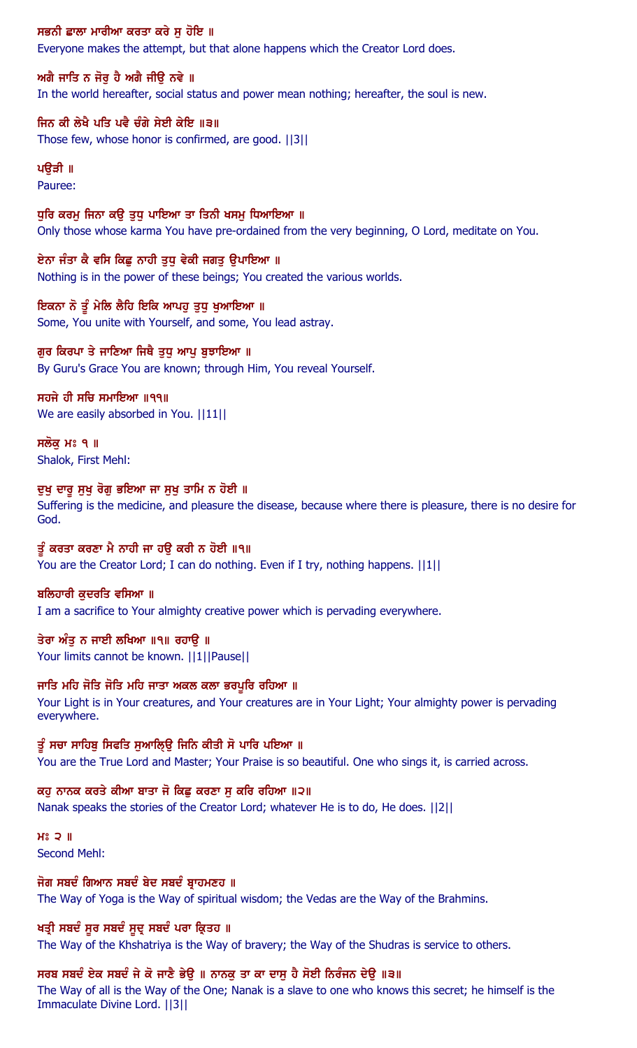ਸਭਨੀ ਛਾਲਾ ਮਾਰੀਆ ਕਰਤਾ ਕਰੇ ਸੁ ਹੋਇ ॥

Everyone makes the attempt, but that alone happens which the Creator Lord does.

ਅਗੈ ਜਾਤਿ ਨ ਜੋਰੁ ਹੈ ਅਗੈ ਜੀਉ ਨਵੇ ॥

In the world hereafter, social status and power mean nothing; hereafter, the soul is new.

ਜਿਨ ਕੀ ਲੇਖੈ ਪਤਿ ਪਵੈ ਚੰਗੇ ਸੇਈ ਕੇਇ ॥੩॥

Those few, whose honor is confirmed, are good. ||3||

ਪਉੜੀ ॥

Pauree:

ਧੁਰਿ ਕਰਮੁ ਜਿਨਾ ਕਉ ਤੁਧੁ ਪਾਇਆ ਤਾ ਤਿਨੀ ਖਸਮੁ ਧਿਆਇਆ ॥

Only those whose karma You have pre-ordained from the very beginning, O Lord, meditate on You.

ਏਨਾ ਜੰਤਾ ਕੈ ਵਸਿ ਕਿਛੁ ਨਾਹੀ ਤੁਧੁ ਵੇਕੀ ਜਗਤੁ ਉਪਾਇਆ ॥

Nothing is in the power of these beings; You created the various worlds.

ਇਕਨਾ ਨੋ ਤੂੰ ਮੇਲਿ ਲੈਹਿ ਇਕਿ ਆਪਹੁ ਤੁਧੁ ਖੁਆਇਆ ॥

Some, You unite with Yourself, and some, You lead astray.

ਗੁਰ ਕਿਰਪਾ ਤੇ ਜਾਣਿਆ ਜਿਥੈ ਤੁਧੁ ਆਪੁ ਬੁਝਾਇਆ ॥

By Guru's Grace You are known; through Him, You reveal Yourself.

ਸਹਜੇ ਹੀ ਸਚਿ ਸਮਾਇਆ ॥੧੧॥

We are easily absorbed in You. ||11||

ਸਲੋਕੁ ਮਃ ੧ ॥

Shalok, First Mehl:

ਦੁਖੁ ਦਾਰੂ ਸੁਖੁ ਰੋਗੁ ਭਇਆ ਜਾ ਸੁਖੁ ਤਾਮਿ ਨ ਹੋਈ ॥

Suffering is the medicine, and pleasure the disease, because where there is pleasure, there is no desire for God.

ਤੂੰ ਕਰਤਾ ਕਰਣਾ ਮੈ ਨਾਹੀ ਜਾ ਹਉ ਕਰੀ ਨ ਹੋਈ ॥੧॥

You are the Creator Lord; I can do nothing. Even if I try, nothing happens. ||1||

ਬਲਿਹਾਰੀ ਕੁਦਰਤਿ ਵਸਿਆ ॥

I am a sacrifice to Your almighty creative power which is pervading everywhere.

ਤੇਰਾ ਅੰਤੁ ਨ ਜਾਈ ਲਖਿਆ ॥੧॥ ਰਹਾਉ ॥

Your limits cannot be known. ||1||Pause||

ਜਾਤਿ ਮਹਿ ਜੋਤਿ ਜੋਤਿ ਮਹਿ ਜਾਤਾ ਅਕਲ ਕਲਾ ਭਰਪੂਰਿ ਰਹਿਆ ॥

Your Light is in Your creatures, and Your creatures are in Your Light; Your almighty power is pervading everywhere.

ਤੂੰ ਸਚਾ ਸਾਹਿਬੁ ਸਿਫਤਿ ਸੁਆਲਿੑਉ ਜਿਨਿ ਕੀਤੀ ਸੋ ਪਾਰਿ ਪਇਆ ॥

You are the True Lord and Master; Your Praise is so beautiful. One who sings it, is carried across.

ਕਹੁ ਨਾਨਕ ਕਰਤੇ ਕੀਆ ਬਾਤਾ ਜੋ ਕਿਛੁ ਕਰਣਾ ਸੁ ਕਰਿ ਰਹਿਆ ॥੨॥

Nanak speaks the stories of the Creator Lord; whatever He is to do, He does. ||2||

ਮਃ ੨ ॥

Second Mehl:

ਜੋਗ ਸਬਦੰ ਗਿਆਨ ਸਬਦੰ ਬੇਦ ਸਬਦੰ ਬ੍ਰਾਹਮਣਹ ॥

The Way of Yoga is the Way of spiritual wisdom; the Vedas are the Way of the Brahmins.

ਖਤ੍ਰੀ ਸਬਦੰ ਸੂਰ ਸਬਦੰ ਸੂਦ੍ਰ ਸਬਦੰ ਪਰਾ ਕ੍ਰਿਤਹ ॥

The Way of the Khshatriya is the Way of bravery; the Way of the Shudras is service to others.

ਸਰਬ ਸਬਦੰ ਏਕ ਸਬਦੰ ਜੇ ਕੋ ਜਾਣੈ ਭੇਉ ॥ ਨਾਨਕੁ ਤਾ ਕਾ ਦਾਸੁ ਹੈ ਸੋਈ ਨਿਰੰਜਨ ਦੇਉ ॥੩॥

The Way of all is the Way of the One; Nanak is a slave to one who knows this secret; he himself is the Immaculate Divine Lord. ||3||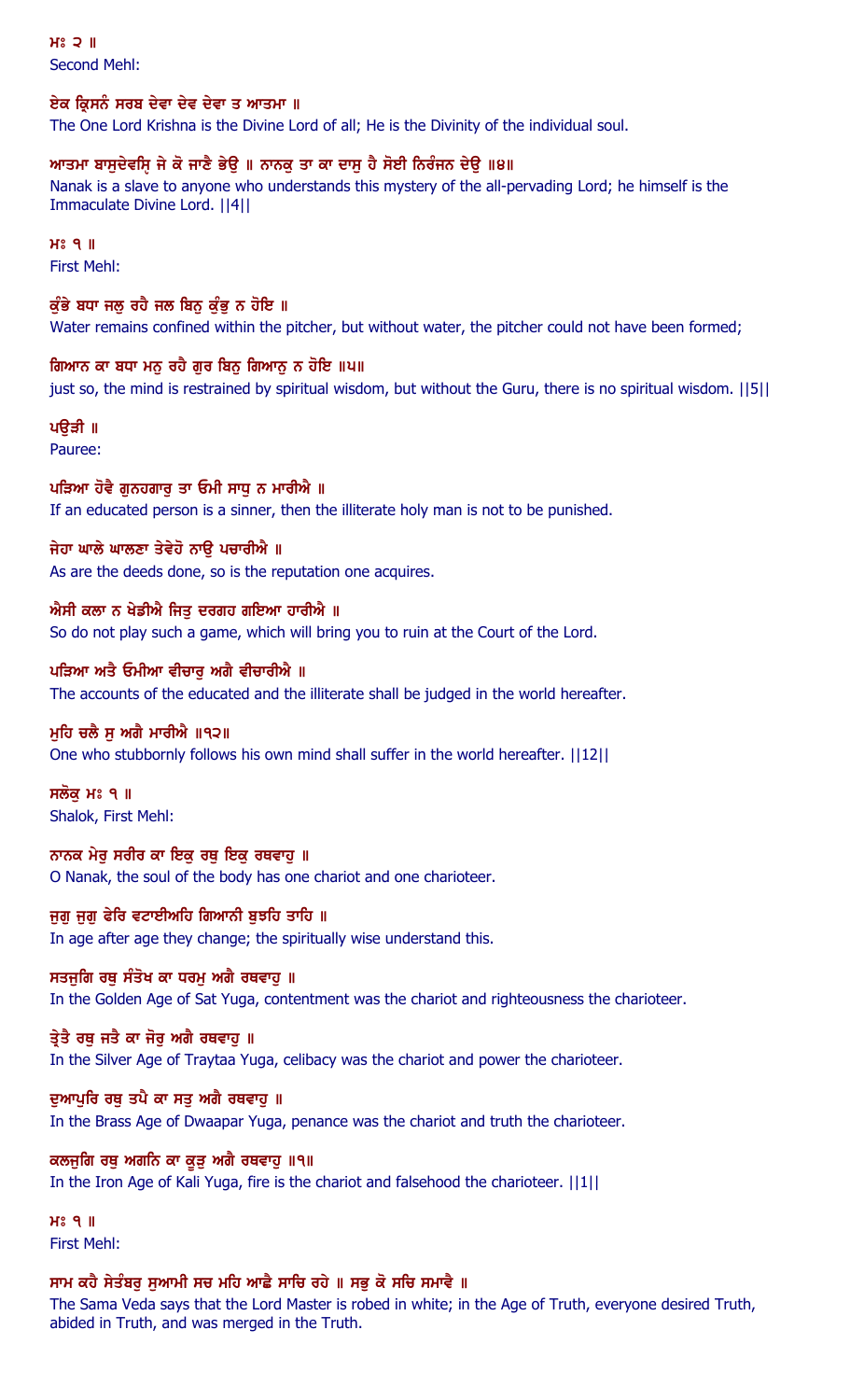ਮਃ ੨ ॥
Second Mehl:

ਏਕ ਕ੍ਰਿਸਨੰ ਸਰਬ ਦੇਵਾ ਦੇਵ ਦੇਵਾ ਤ ਆਤਮਾ ॥
The One Lord Krishna is the Divine Lord of all; He is the Divinity of the individual soul.

ਆਤਮਾ ਬਾਸੁਦੇਵਸਿ੍ ਜੇ ਕੋ ਜਾਣੈ ਭੇਉ ॥ ਨਾਨਕੁ ਤਾ ਕਾ ਦਾਸੁ ਹੈ ਸੋਈ ਨਿਰੰਜਨ ਦੇਉ ॥੪॥
Nanak is a slave to anyone who understands this mystery of the all-pervading Lord; he himself is the Immaculate Divine Lord. ||4||

ਮਃ ੧ ॥
First Mehl:

ਕੁੰਭੇ ਬਧਾ ਜਲੁ ਰਹੈ ਜਲ ਬਿਨੁ ਕੁੰਭੁ ਨ ਹੋਇ ॥
Water remains confined within the pitcher, but without water, the pitcher could not have been formed;

ਗਿਆਨ ਕਾ ਬਧਾ ਮਨੁ ਰਹੈ ਗੁਰ ਬਿਨੁ ਗਿਆਨੁ ਨ ਹੋਇ ॥੫॥
just so, the mind is restrained by spiritual wisdom, but without the Guru, there is no spiritual wisdom. ||5||

ਪਉੜੀ ॥
Pauree:

ਪੜਿਆ ਹੋਵੈ ਗੁਨਹਗਾਰੁ ਤਾ ਓਮੀ ਸਾਧੁ ਨ ਮਾਰੀਐ ॥
If an educated person is a sinner, then the illiterate holy man is not to be punished.

ਜੇਹਾ ਘਾਲੇ ਘਾਲਣਾ ਤੇਵੇਹੋ ਨਾਉ ਪਚਾਰੀਐ ॥
As are the deeds done, so is the reputation one acquires.

ਐਸੀ ਕਲਾ ਨ ਖੇਡੀਐ ਜਿਤੁ ਦਰਗਹ ਗਇਆ ਹਾਰੀਐ ॥
So do not play such a game, which will bring you to ruin at the Court of the Lord.

ਪੜਿਆ ਅਤੈ ਓਮੀਆ ਵੀਚਾਰੁ ਅਗੈ ਵੀਚਾਰੀਐ ॥
The accounts of the educated and the illiterate shall be judged in the world hereafter.

ਮੁਹਿ ਚਲੈ ਸੁ ਅਗੈ ਮਾਰੀਐ ॥੧੨॥
One who stubbornly follows his own mind shall suffer in the world hereafter. ||12||

ਸਲੋਕੁ ਮਃ ੧ ॥
Shalok, First Mehl:

ਨਾਨਕ ਮੇਰੁ ਸਰੀਰ ਕਾ ਇਕੁ ਰਥੁ ਇਕੁ ਰਥਵਾਹੁ ॥
O Nanak, the soul of the body has one chariot and one charioteer.

ਜੁਗੁ ਜੁਗੁ ਫੇਰਿ ਵਟਾਈਅਹਿ ਗਿਆਨੀ ਬੁਝਹਿ ਤਾਹਿ ॥
In age after age they change; the spiritually wise understand this.

ਸਤਜੁਗਿ ਰਥੁ ਸੰਤੋਖ ਕਾ ਧਰਮੁ ਅਗੈ ਰਥਵਾਹੁ ॥
In the Golden Age of Sat Yuga, contentment was the chariot and righteousness the charioteer.

ਤ੍ਰੇਤੈ ਰਥੁ ਜਤੈ ਕਾ ਜੋਰੁ ਅਗੈ ਰਥਵਾਹੁ ॥
In the Silver Age of Traytaa Yuga, celibacy was the chariot and power the charioteer.

ਦੁਆਪੁਰਿ ਰਥੁ ਤਪੈ ਕਾ ਸਤੁ ਅਗੈ ਰਥਵਾਹੁ ॥
In the Brass Age of Dwaapar Yuga, penance was the chariot and truth the charioteer.

ਕਲਜੁਗਿ ਰਥੁ ਅਗਨਿ ਕਾ ਕੂੜੁ ਅਗੈ ਰਥਵਾਹੁ ॥੧॥
In the Iron Age of Kali Yuga, fire is the chariot and falsehood the charioteer. ||1||

ਮਃ ੧ ॥
First Mehl:

ਸਾਮ ਕਹੈ ਸੇਤੰਬਰੁ ਸੁਆਮੀ ਸਚ ਮਹਿ ਆਛੈ ਸਾਚਿ ਰਹੇ ॥ ਸਭੁ ਕੋ ਸਚਿ ਸਮਾਵੈ ॥
The Sama Veda says that the Lord Master is robed in white; in the Age of Truth, everyone desired Truth, abided in Truth, and was merged in the Truth.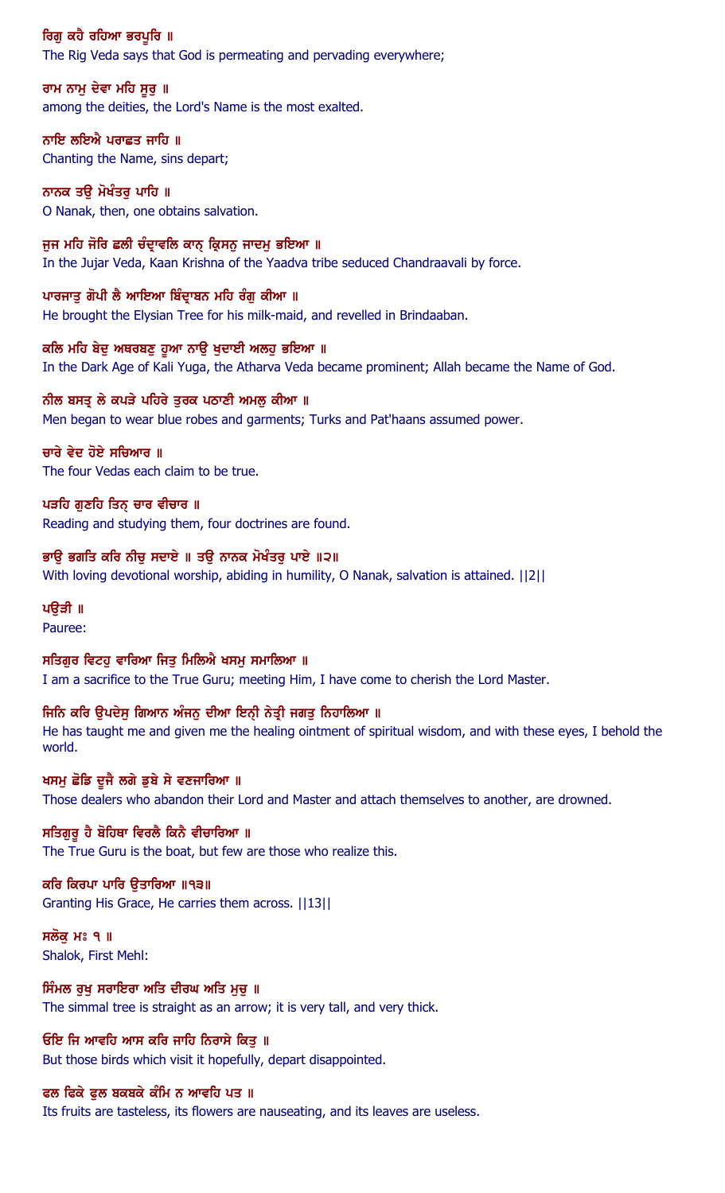ਰਿਗੁ ਕਹੈ ਰਹਿਆ ਭਰਪੂਰਿ ॥

The Rig Veda says that God is permeating and pervading everywhere;

ਰਾਮ ਨਾਮੁ ਦੇਵਾ ਮਹਿ ਸੂਰੁ ॥

among the deities, the Lord's Name is the most exalted.

ਨਾਇ ਲਇਐ ਪਰਾਛਤ ਜਾਹਿ ॥

Chanting the Name, sins depart;

ਨਾਨਕ ਤਉ ਮੋਖੰਤਰੁ ਪਾਹਿ ॥

O Nanak, then, one obtains salvation.

ਜੁਜ ਮਹਿ ਜੋਰਿ ਛਲੀ ਚੰਦ੍ਰਾਵਲਿ ਕਾਨ੍ ਕ੍ਰਿਸਨੁ ਜਾਦਮੁ ਭਇਆ ॥

In the Jujar Veda, Kaan Krishna of the Yaadva tribe seduced Chandraavali by force.

ਪਾਰਜਾਤੁ ਗੋਪੀ ਲੈ ਆਇਆ ਬਿੰਦ੍ਰਾਬਨ ਮਹਿ ਰੰਗੁ ਕੀਆ ॥

He brought the Elysian Tree for his milk-maid, and revelled in Brindaaban.

ਕਲਿ ਮਹਿ ਬੇਦੁ ਅਥਰਬਣੁ ਹੂਆ ਨਾਉ ਖੁਦਾਈ ਅਲਹੁ ਭਇਆ ॥

In the Dark Age of Kali Yuga, the Atharva Veda became prominent; Allah became the Name of God.

ਨੀਲ ਬਸਤ੍ਰ ਲੇ ਕਪੜੇ ਪਹਿਰੇ ਤੁਰਕ ਪਠਾਣੀ ਅਮਲੁ ਕੀਆ ॥

Men began to wear blue robes and garments; Turks and Pat'haans assumed power.

ਚਾਰੇ ਵੇਦ ਹੋਏ ਸਚਿਆਰ ॥

The four Vedas each claim to be true.

ਪੜਹਿ ਗੁਣਹਿ ਤਿਨ੍ ਚਾਰ ਵੀਚਾਰ ॥

Reading and studying them, four doctrines are found.

ਭਾਉ ਭਗਤਿ ਕਰਿ ਨੀਚੁ ਸਦਾਏ ॥ ਤਉ ਨਾਨਕ ਮੋਖੰਤਰੁ ਪਾਏ ॥੨॥

With loving devotional worship, abiding in humility, O Nanak, salvation is attained. ||2||

ਪਉੜੀ ॥

Pauree:

ਸਤਿਗੁਰ ਵਿਟਹੁ ਵਾਰਿਆ ਜਿਤੁ ਮਿਲਿਐ ਖਸਮੁ ਸਮਾਲਿਆ ॥

I am a sacrifice to the True Guru; meeting Him, I have come to cherish the Lord Master.

ਜਿਨਿ ਕਰਿ ਉਪਦੇਸੁ ਗਿਆਨ ਅੰਜਨੁ ਦੀਆ ਇਨ੍ਹੀ ਨੇਤ੍ਰੀ ਜਗਤੁ ਨਿਹਾਲਿਆ ॥

He has taught me and given me the healing ointment of spiritual wisdom, and with these eyes, I behold the world.

ਖਸਮੁ ਛੋਡਿ ਦੂਜੈ ਲਗੇ ਡੁਬੇ ਸੇ ਵਣਜਾਰਿਆ ॥

Those dealers who abandon their Lord and Master and attach themselves to another, are drowned.

ਸਤਿਗੁਰੂ ਹੈ ਬੋਹਿਥਾ ਵਿਰਲੈ ਕਿਨੈ ਵੀਚਾਰਿਆ ॥

The True Guru is the boat, but few are those who realize this.

ਕਰਿ ਕਿਰਪਾ ਪਾਰਿ ਉਤਾਰਿਆ ॥੧੩॥

Granting His Grace, He carries them across. ||13||

ਸਲੋਕੁ ਮਃ ੧ ॥

Shalok, First Mehl:

ਸਿੰਮਲ ਰੁਖੁ ਸਰਾਇਰਾ ਅਤਿ ਦੀਰਘ ਅਤਿ ਮੁਚੁ ॥

The simmal tree is straight as an arrow; it is very tall, and very thick.

ਓਇ ਜਿ ਆਵਹਿ ਆਸ ਕਰਿ ਜਾਹਿ ਨਿਰਾਸੇ ਕਿਤੁ ॥

But those birds which visit it hopefully, depart disappointed.

ਫਲ ਫਿਕੇ ਫੁਲ ਬਕਬਕੇ ਕੰਮਿ ਨ ਆਵਹਿ ਪਤ ॥

Its fruits are tasteless, its flowers are nauseating, and its leaves are useless.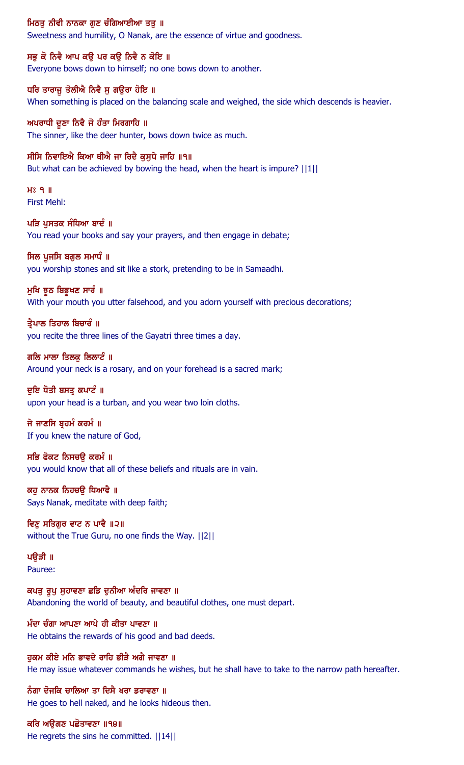ਮਿਠਤੁ ਨੀਵੀ ਨਾਨਕਾ ਗੁਣ ਚੰਗਿਆਈਆ ਤਤੁ ॥
Sweetness and humility, O Nanak, are the essence of virtue and goodness.

ਸਭੁ ਕੋ ਨਿਵੈ ਆਪ ਕਉ ਪਰ ਕਉ ਨਿਵੈ ਨ ਕੋਇ ॥
Everyone bows down to himself; no one bows down to another.

ਧਰਿ ਤਾਰਾਜੂ ਤੋਲੀਐ ਨਿਵੈ ਸੁ ਗਉਰਾ ਹੋਇ ॥
When something is placed on the balancing scale and weighed, the side which descends is heavier.

ਅਪਰਾਧੀ ਦੂਣਾ ਨਿਵੈ ਜੋ ਹੰਤਾ ਮਿਰਗਾਹਿ ॥
The sinner, like the deer hunter, bows down twice as much.

ਸੀਸਿ ਨਿਵਾਇਐ ਕਿਆ ਥੀਐ ਜਾ ਰਿਦੈ ਕੁਸੁਧੇ ਜਾਹਿ ॥੧॥
But what can be achieved by bowing the head, when the heart is impure? ||1||

ਮਃ ੧ ॥
First Mehl:

ਪੜਿ ਪੁਸਤਕ ਸੰਧਿਆ ਬਾਦੰ ॥
You read your books and say your prayers, and then engage in debate;

ਸਿਲ ਪੂਜਸਿ ਬਗੁਲ ਸਮਾਧੰ ॥
you worship stones and sit like a stork, pretending to be in Samaadhi.

ਮੁਖਿ ਝੂਠ ਬਿਭੂਖਣ ਸਾਰੰ ॥
With your mouth you utter falsehood, and you adorn yourself with precious decorations;

ਤ੍ਰੈਪਾਲ ਤਿਹਾਲ ਬਿਚਾਰੰ ॥
you recite the three lines of the Gayatri three times a day.

ਗਲਿ ਮਾਲਾ ਤਿਲਕੁ ਲਿਲਾਟੰ ॥
Around your neck is a rosary, and on your forehead is a sacred mark;

ਦੁਇ ਧੋਤੀ ਬਸਤ੍ਰ ਕਪਾਟੰ ॥
upon your head is a turban, and you wear two loin cloths.

ਜੇ ਜਾਣਸਿ ਬ੍ਰਹਮੰ ਕਰਮੰ ॥
If you knew the nature of God,

ਸਭਿ ਫੋਕਟ ਨਿਸਚਉ ਕਰਮੰ ॥
you would know that all of these beliefs and rituals are in vain.

ਕਹੁ ਨਾਨਕ ਨਿਹਚਉ ਧਿਆਵੈ ॥
Says Nanak, meditate with deep faith;

ਵਿਣੁ ਸਤਿਗੁਰ ਵਾਟ ਨ ਪਾਵੈ ॥੨॥
without the True Guru, no one finds the Way. ||2||

ਪਉੜੀ ॥
Pauree:

ਕਪੜੁ ਰੂਪੁ ਸੁਹਾਵਣਾ ਛਡਿ ਦੁਨੀਆ ਅੰਦਰਿ ਜਾਵਣਾ ॥
Abandoning the world of beauty, and beautiful clothes, one must depart.

ਮੰਦਾ ਚੰਗਾ ਆਪਣਾ ਆਪੇ ਹੀ ਕੀਤਾ ਪਾਵਣਾ ॥
He obtains the rewards of his good and bad deeds.

ਹੁਕਮ ਕੀਏ ਮਨਿ ਭਾਵਦੇ ਰਾਹਿ ਭੀੜੈ ਅਗੈ ਜਾਵਣਾ ॥
He may issue whatever commands he wishes, but he shall have to take to the narrow path hereafter.

ਨੰਗਾ ਦੋਜਕਿ ਚਾਲਿਆ ਤਾ ਦਿਸੈ ਖਰਾ ਡਰਾਵਣਾ ॥
He goes to hell naked, and he looks hideous then.

ਕਰਿ ਅਉਗਣ ਪਛੋਤਾਵਣਾ ॥੧੪॥
He regrets the sins he committed. ||14||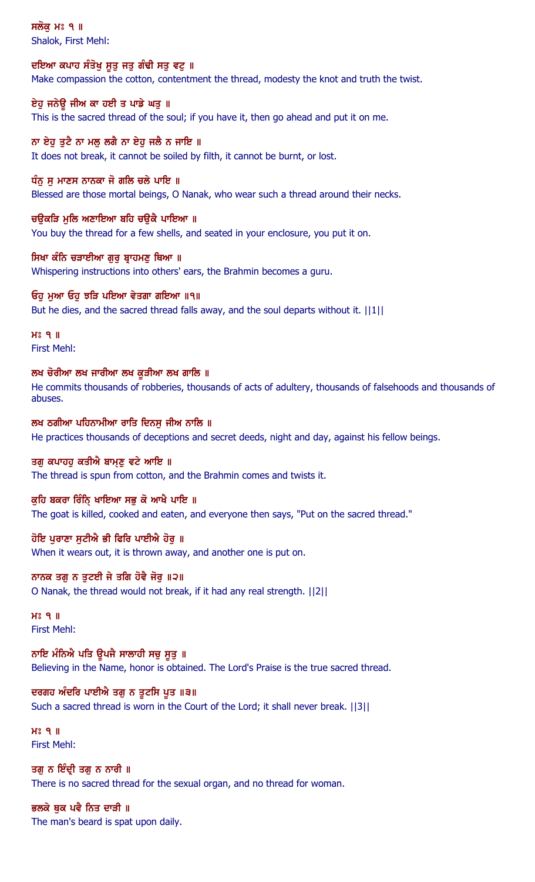**ਸਲੋਕੁ ਮਃ ੧ ॥**
Shalok, First Mehl:

**ਦਇਆ ਕਪਾਹ ਸੰਤੋਖੁ ਸੂਤੁ ਜਤੁ ਗੰਢੀ ਸਤੁ ਵਟੁ ॥**
Make compassion the cotton, contentment the thread, modesty the knot and truth the twist.

**ਏਹੁ ਜਨੇਊ ਜੀਅ ਕਾ ਹਈ ਤ ਪਾਡੇ ਘਤੁ ॥**
This is the sacred thread of the soul; if you have it, then go ahead and put it on me.

**ਨਾ ਏਹੁ ਤੁਟੈ ਨਾ ਮਲੁ ਲਗੈ ਨਾ ਏਹੁ ਜਲੈ ਨ ਜਾਇ ॥**
It does not break, it cannot be soiled by filth, it cannot be burnt, or lost.

**ਧੰਨੁ ਸੁ ਮਾਣਸ ਨਾਨਕਾ ਜੋ ਗਲਿ ਚਲੇ ਪਾਇ ॥**
Blessed are those mortal beings, O Nanak, who wear such a thread around their necks.

**ਚਉਕੜਿ ਮੁਲਿ ਅਣਾਇਆ ਬਹਿ ਚਉਕੈ ਪਾਇਆ ॥**
You buy the thread for a few shells, and seated in your enclosure, you put it on.

**ਸਿਖਾ ਕੰਨਿ ਚੜਾਈਆ ਗੁਰੁ ਬ੍ਰਾਹਮਣੁ ਥਿਆ ॥**
Whispering instructions into others' ears, the Brahmin becomes a guru.

**ਓਹੁ ਮੁਆ ਓਹੁ ਝੜਿ ਪਇਆ ਵੇਤਗਾ ਗਇਆ ॥੧॥**
But he dies, and the sacred thread falls away, and the soul departs without it. ||1||

**ਮਃ ੧ ॥**
First Mehl:

**ਲਖ ਚੋਰੀਆ ਲਖ ਜਾਰੀਆ ਲਖ ਕੂੜੀਆ ਲਖ ਗਾਲਿ ॥**
He commits thousands of robberies, thousands of acts of adultery, thousands of falsehoods and thousands of abuses.

**ਲਖ ਠਗੀਆ ਪਹਿਨਾਮੀਆ ਰਾਤਿ ਦਿਨਸੁ ਜੀਅ ਨਾਲਿ ॥**
He practices thousands of deceptions and secret deeds, night and day, against his fellow beings.

**ਤਗੁ ਕਪਾਹਹੁ ਕਤੀਐ ਬਾਮ੍ਹਣੁ ਵਟੇ ਆਇ ॥**
The thread is spun from cotton, and the Brahmin comes and twists it.

**ਕੁਹਿ ਬਕਰਾ ਰਿੰਨ੍ਹਿ ਖਾਇਆ ਸਭੁ ਕੋ ਆਖੈ ਪਾਇ ॥**
The goat is killed, cooked and eaten, and everyone then says, "Put on the sacred thread."

**ਹੋਇ ਪੁਰਾਣਾ ਸੁਟੀਐ ਭੀ ਫਿਰਿ ਪਾਈਐ ਹੋਰੁ ॥**
When it wears out, it is thrown away, and another one is put on.

**ਨਾਨਕ ਤਗੁ ਨ ਤੁਟਈ ਜੇ ਤਗਿ ਹੋਵੈ ਜੋਰੁ ॥੨॥**
O Nanak, the thread would not break, if it had any real strength. ||2||

**ਮਃ ੧ ॥**
First Mehl:

**ਨਾਇ ਮੰਨਿਐ ਪਤਿ ਊਪਜੈ ਸਾਲਾਹੀ ਸਚੁ ਸੂਤੁ ॥**
Believing in the Name, honor is obtained. The Lord's Praise is the true sacred thread.

**ਦਰਗਹ ਅੰਦਰਿ ਪਾਈਐ ਤਗੁ ਨ ਤੂਟਸਿ ਪੂਤ ॥੩॥**
Such a sacred thread is worn in the Court of the Lord; it shall never break. ||3||

**ਮਃ ੧ ॥**
First Mehl:

**ਤਗੁ ਨ ਇੰਦ੍ਰੀ ਤਗੁ ਨ ਨਾਰੀ ॥**
There is no sacred thread for the sexual organ, and no thread for woman.

**ਭਲਕੇ ਥੁਕ ਪਵੈ ਨਿਤ ਦਾੜੀ ॥**
The man's beard is spat upon daily.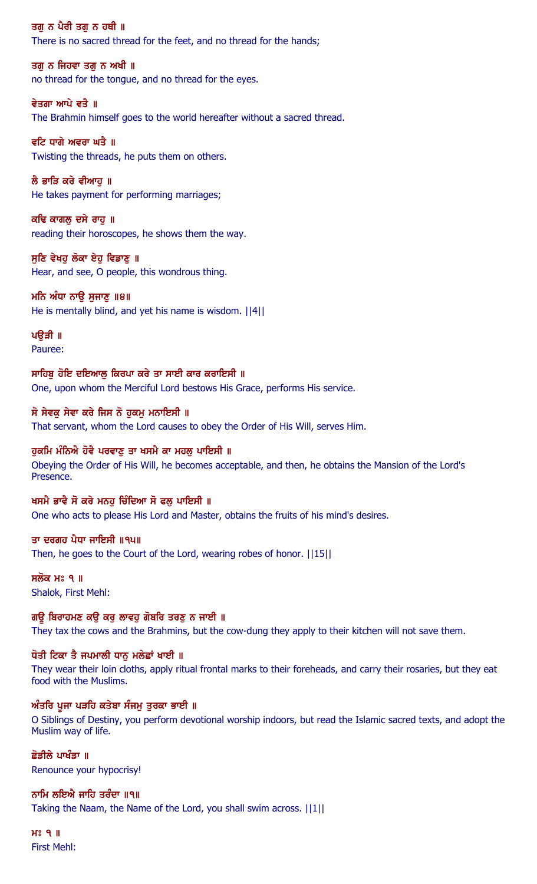ਤਗੁ ਨ ਪੈਰੀ ਤਗੁ ਨ ਹਥੀ ॥
There is no sacred thread for the feet, and no thread for the hands;

ਤਗੁ ਨ ਜਿਹਵਾ ਤਗੁ ਨ ਅਖੀ ॥
no thread for the tongue, and no thread for the eyes.

ਵੇਤਗਾ ਆਪੇ ਵਤੈ ॥
The Brahmin himself goes to the world hereafter without a sacred thread.

ਵਟਿ ਧਾਗੇ ਅਵਰਾ ਘਤੈ ॥
Twisting the threads, he puts them on others.

ਲੈ ਭਾੜਿ ਕਰੇ ਵੀਆਹੁ ॥
He takes payment for performing marriages;

ਕਢਿ ਕਾਗਲੁ ਦਸੇ ਰਾਹੁ ॥
reading their horoscopes, he shows them the way.

ਸੁਣਿ ਵੇਖਹੁ ਲੋਕਾ ਏਹੁ ਵਿਡਾਣੁ ॥
Hear, and see, O people, this wondrous thing.

ਮਨਿ ਅੰਧਾ ਨਾਉ ਸੁਜਾਣੁ ॥੪॥
He is mentally blind, and yet his name is wisdom. ||4||

ਪਉੜੀ ॥
Pauree:

ਸਾਹਿਬੁ ਹੋਇ ਦਇਆਲੁ ਕਿਰਪਾ ਕਰੇ ਤਾ ਸਾਈ ਕਾਰ ਕਰਾਇਸੀ ॥
One, upon whom the Merciful Lord bestows His Grace, performs His service.

ਸੋ ਸੇਵਕੁ ਸੇਵਾ ਕਰੇ ਜਿਸ ਨੋ ਹੁਕਮੁ ਮਨਾਇਸੀ ॥
That servant, whom the Lord causes to obey the Order of His Will, serves Him.

ਹੁਕਮਿ ਮੰਨਿਐ ਹੋਵੈ ਪਰਵਾਣੁ ਤਾ ਖਸਮੈ ਕਾ ਮਹਲੁ ਪਾਇਸੀ ॥
Obeying the Order of His Will, he becomes acceptable, and then, he obtains the Mansion of the Lord's Presence.

ਖਸਮੈ ਭਾਵੈ ਸੋ ਕਰੇ ਮਨਹੁ ਚਿੰਦਿਆ ਸੋ ਫਲੁ ਪਾਇਸੀ ॥
One who acts to please His Lord and Master, obtains the fruits of his mind's desires.

ਤਾ ਦਰਗਹ ਪੈਧਾ ਜਾਇਸੀ ॥੧੫॥
Then, he goes to the Court of the Lord, wearing robes of honor. ||15||

ਸਲੋਕ ਮਃ ੧ ॥
Shalok, First Mehl:

ਗਊ ਬਿਰਾਹਮਣ ਕਉ ਕਰੁ ਲਾਵਹੁ ਗੋਬਰਿ ਤਰਣੁ ਨ ਜਾਈ ॥
They tax the cows and the Brahmins, but the cow-dung they apply to their kitchen will not save them.

ਧੋਤੀ ਟਿਕਾ ਤੈ ਜਪਮਾਲੀ ਧਾਨੁ ਮਲੇਛਾਂ ਖਾਈ ॥
They wear their loin cloths, apply ritual frontal marks to their foreheads, and carry their rosaries, but they eat food with the Muslims.

ਅੰਤਰਿ ਪੂਜਾ ਪੜਹਿ ਕਤੇਬਾ ਸੰਜਮੁ ਤੁਰਕਾ ਭਾਈ ॥
O Siblings of Destiny, you perform devotional worship indoors, but read the Islamic sacred texts, and adopt the Muslim way of life.

ਛੋਡੀਲੇ ਪਾਖੰਡਾ ॥
Renounce your hypocrisy!

ਨਾਮਿ ਲਇਐ ਜਾਹਿ ਤਰੰਦਾ ॥੧॥
Taking the Naam, the Name of the Lord, you shall swim across. ||1||

ਮਃ ੧ ॥
First Mehl: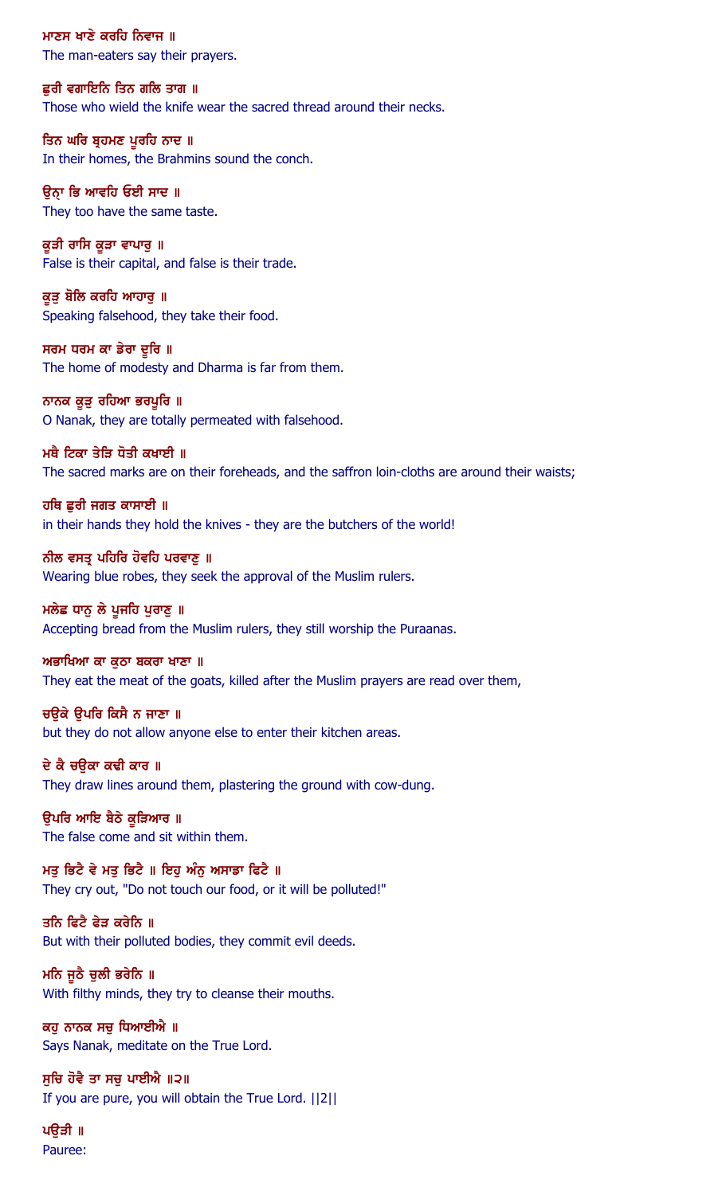ਮਾਣਸ ਖਾਣੇ ਕਰਹਿ ਨਿਵਾਜ ॥
The man-eaters say their prayers.

ਛੁਰੀ ਵਗਾਇਨਿ ਤਿਨ ਗਲਿ ਤਾਗ ॥
Those who wield the knife wear the sacred thread around their necks.

ਤਿਨ ਘਰਿ ਬ੍ਰਹਮਣ ਪੂਰਹਿ ਨਾਦ ॥
In their homes, the Brahmins sound the conch.

ਉਨ੍ਹਾ ਭਿ ਆਵਹਿ ਓਈ ਸਾਦ ॥
They too have the same taste.

ਕੂੜੀ ਰਾਸਿ ਕੂੜਾ ਵਾਪਾਰੁ ॥
False is their capital, and false is their trade.

ਕੂੜੁ ਬੋਲਿ ਕਰਹਿ ਆਹਾਰੁ ॥
Speaking falsehood, they take their food.

ਸਰਮ ਧਰਮ ਕਾ ਡੇਰਾ ਦੂਰਿ ॥
The home of modesty and Dharma is far from them.

ਨਾਨਕ ਕੂੜੁ ਰਹਿਆ ਭਰਪੂਰਿ ॥
O Nanak, they are totally permeated with falsehood.

ਮਥੈ ਟਿਕਾ ਤੇੜਿ ਧੋਤੀ ਕਖਾਈ ॥
The sacred marks are on their foreheads, and the saffron loin-cloths are around their waists;

ਹਥਿ ਛੁਰੀ ਜਗਤ ਕਾਸਾਈ ॥
in their hands they hold the knives - they are the butchers of the world!

ਨੀਲ ਵਸਤ੍ਰ ਪਹਿਰਿ ਹੋਵਹਿ ਪਰਵਾਣੁ ॥
Wearing blue robes, they seek the approval of the Muslim rulers.

ਮਲੇਛ ਧਾਨੁ ਲੇ ਪੂਜਹਿ ਪੁਰਾਣੁ ॥
Accepting bread from the Muslim rulers, they still worship the Puraanas.

ਅਭਾਖਿਆ ਕਾ ਕੁਠਾ ਬਕਰਾ ਖਾਣਾ ॥
They eat the meat of the goats, killed after the Muslim prayers are read over them,

ਚਉਕੇ ਉਪਰਿ ਕਿਸੈ ਨ ਜਾਣਾ ॥
but they do not allow anyone else to enter their kitchen areas.

ਦੇ ਕੈ ਚਉਕਾ ਕਢੀ ਕਾਰ ॥
They draw lines around them, plastering the ground with cow-dung.

ਉਪਰਿ ਆਇ ਬੈਠੇ ਕੂੜਿਆਰ ॥
The false come and sit within them.

ਮਤੁ ਭਿਟੈ ਵੇ ਮਤੁ ਭਿਟੈ ॥ ਇਹੁ ਅੰਨੁ ਅਸਾਡਾ ਫਿਟੈ ॥
They cry out, "Do not touch our food, or it will be polluted!"

ਤਨਿ ਫਿਟੈ ਫੇੜ ਕਰੇਨਿ ॥
But with their polluted bodies, they commit evil deeds.

ਮਨਿ ਜੂਠੈ ਚੁਲੀ ਭਰੇਨਿ ॥
With filthy minds, they try to cleanse their mouths.

ਕਹੁ ਨਾਨਕ ਸਚੁ ਧਿਆਈਐ ॥
Says Nanak, meditate on the True Lord.

ਸੁਚਿ ਹੋਵੈ ਤਾ ਸਚੁ ਪਾਈਐ ॥੨॥
If you are pure, you will obtain the True Lord. ||2||

ਪਉੜੀ ॥
Pauree: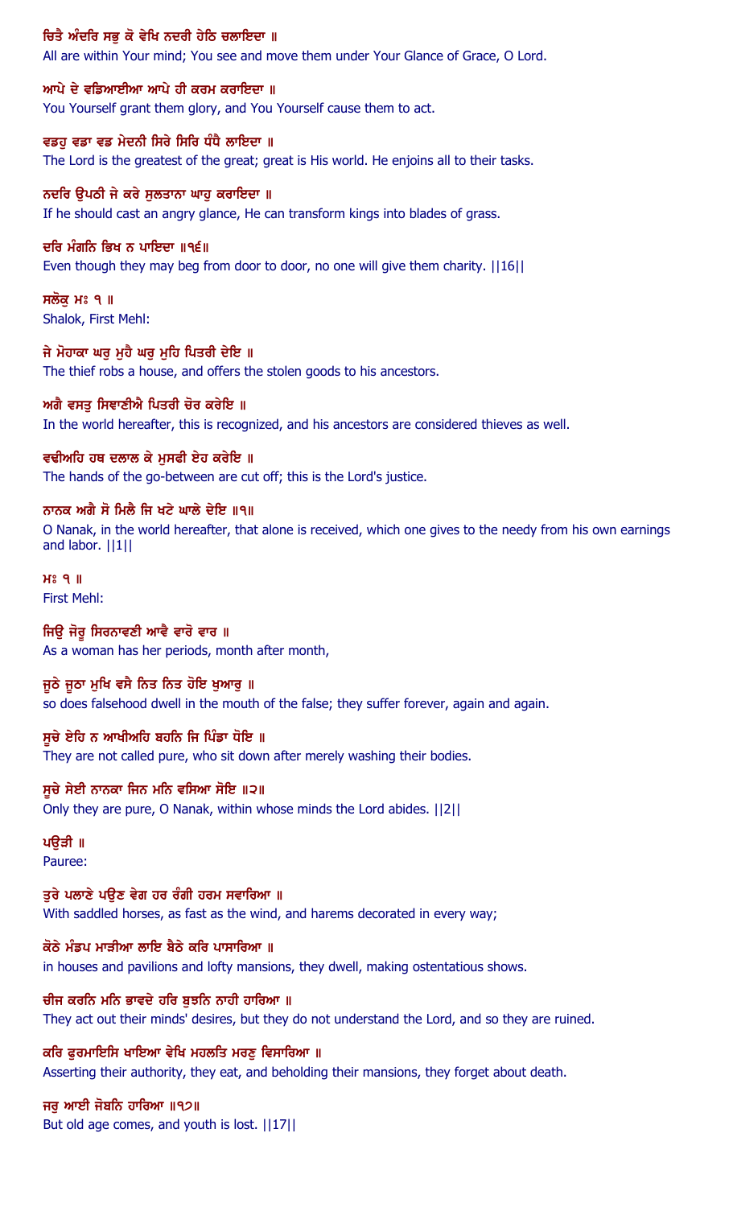ਚਿਤੈ ਅੰਦਰਿ ਸਭੁ ਕੋ ਵੇਖਿ ਨਦਰੀ ਹੇਠਿ ਚਲਾਇਦਾ ॥

All are within Your mind; You see and move them under Your Glance of Grace, O Lord.

ਆਪੇ ਦੇ ਵਡਿਆਈਆ ਆਪੇ ਹੀ ਕਰਮ ਕਰਾਇਦਾ ॥

You Yourself grant them glory, and You Yourself cause them to act.

ਵਡਹੁ ਵਡਾ ਵਡ ਮੇਦਨੀ ਸਿਰੇ ਸਿਰਿ ਧੰਧੈ ਲਾਇਦਾ ॥

The Lord is the greatest of the great; great is His world. He enjoins all to their tasks.

ਨਦਰਿ ਉਪਠੀ ਜੇ ਕਰੇ ਸੁਲਤਾਨਾ ਘਾਹੁ ਕਰਾਇਦਾ ॥

If he should cast an angry glance, He can transform kings into blades of grass.

ਦਰਿ ਮੰਗਨਿ ਭਿਖ ਨ ਪਾਇਦਾ ॥੧੬॥

Even though they may beg from door to door, no one will give them charity. ||16||

ਸਲੋਕੁ ਮਃ ੧ ॥

Shalok, First Mehl:

ਜੇ ਮੋਹਾਕਾ ਘਰੁ ਮੁਹੈ ਘਰੁ ਮੁਹਿ ਪਿਤਰੀ ਦੇਇ ॥

The thief robs a house, and offers the stolen goods to his ancestors.

ਅਗੈ ਵਸਤੁ ਸਿਞਾਣੀਐ ਪਿਤਰੀ ਚੋਰ ਕਰੇਇ ॥

In the world hereafter, this is recognized, and his ancestors are considered thieves as well.

ਵਢੀਅਹਿ ਹਥ ਦਲਾਲ ਕੇ ਮੁਸਫੀ ਏਹ ਕਰੇਇ ॥

The hands of the go-between are cut off; this is the Lord's justice.

ਨਾਨਕ ਅਗੈ ਸੋ ਮਿਲੈ ਜਿ ਖਟੇ ਘਾਲੇ ਦੇਇ ॥੧॥

O Nanak, in the world hereafter, that alone is received, which one gives to the needy from his own earnings and labor. ||1||

ਮਃ ੧ ॥

First Mehl:

ਜਿਉ ਜੋਰੂ ਸਿਰਨਾਵਣੀ ਆਵੈ ਵਾਰੋ ਵਾਰ ॥

As a woman has her periods, month after month,

ਜੂਠੇ ਜੂਠਾ ਮੁਖਿ ਵਸੈ ਨਿਤ ਨਿਤ ਹੋਇ ਖੁਆਰੁ ॥

so does falsehood dwell in the mouth of the false; they suffer forever, again and again.

ਸੂਚੇ ਏਹਿ ਨ ਆਖੀਅਹਿ ਬਹਨਿ ਜਿ ਪਿੰਡਾ ਧੋਇ ॥

They are not called pure, who sit down after merely washing their bodies.

ਸੂਚੇ ਸੇਈ ਨਾਨਕਾ ਜਿਨ ਮਨਿ ਵਸਿਆ ਸੋਇ ॥੨॥

Only they are pure, O Nanak, within whose minds the Lord abides. ||2||

ਪਉੜੀ ॥

Pauree:

ਤੁਰੇ ਪਲਾਣੇ ਪਉਣ ਵੇਗ ਹਰ ਰੰਗੀ ਹਰਮ ਸਵਾਰਿਆ ॥

With saddled horses, as fast as the wind, and harems decorated in every way;

ਕੋਠੇ ਮੰਡਪ ਮਾੜੀਆ ਲਾਇ ਬੈਠੇ ਕਰਿ ਪਾਸਾਰਿਆ ॥

in houses and pavilions and lofty mansions, they dwell, making ostentatious shows.

ਚੀਜ ਕਰਨਿ ਮਨਿ ਭਾਵਦੇ ਹਰਿ ਬੁਝਨਿ ਨਾਹੀ ਹਾਰਿਆ ॥

They act out their minds' desires, but they do not understand the Lord, and so they are ruined.

ਕਰਿ ਫੁਰਮਾਇਸਿ ਖਾਇਆ ਵੇਖਿ ਮਹਲਤਿ ਮਰਣੁ ਵਿਸਾਰਿਆ ॥

Asserting their authority, they eat, and beholding their mansions, they forget about death.

ਜਰੁ ਆਈ ਜੋਬਨਿ ਹਾਰਿਆ ॥੧੭॥

But old age comes, and youth is lost. ||17||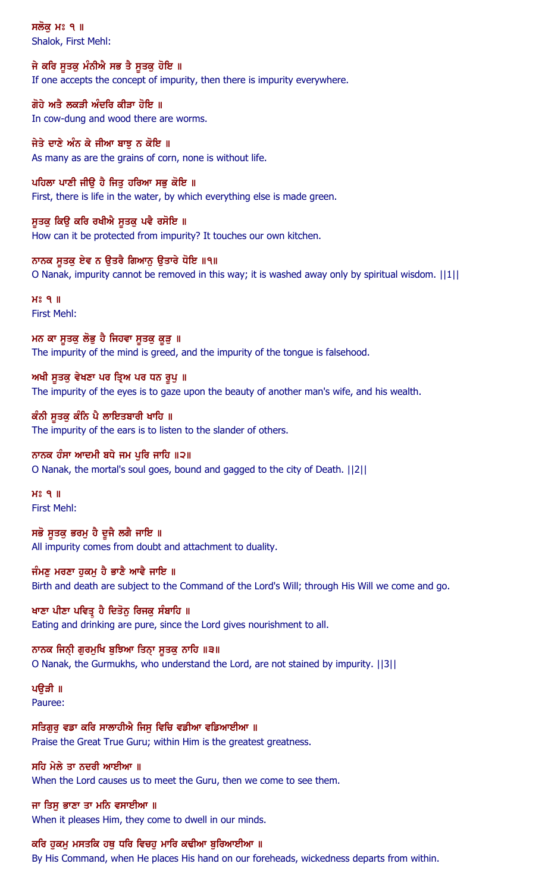ਸਲੋਕੁ ਮਃ ੧ ॥
Shalok, First Mehl:

ਜੇ ਕਰਿ ਸੂਤਕੁ ਮੰਨੀਐ ਸਭ ਤੈ ਸੂਤਕੁ ਹੋਇ ॥
If one accepts the concept of impurity, then there is impurity everywhere.

ਗੋਹੇ ਅਤੈ ਲਕੜੀ ਅੰਦਰਿ ਕੀੜਾ ਹੋਇ ॥
In cow-dung and wood there are worms.

ਜੇਤੇ ਦਾਣੇ ਅੰਨ ਕੇ ਜੀਆ ਬਾਝੁ ਨ ਕੋਇ ॥
As many as are the grains of corn, none is without life.

ਪਹਿਲਾ ਪਾਣੀ ਜੀਉ ਹੈ ਜਿਤੁ ਹਰਿਆ ਸਭੁ ਕੋਇ ॥
First, there is life in the water, by which everything else is made green.

ਸੂਤਕੁ ਕਿਉ ਕਰਿ ਰਖੀਐ ਸੂਤਕੁ ਪਵੈ ਰਸੋਇ ॥
How can it be protected from impurity? It touches our own kitchen.

ਨਾਨਕ ਸੂਤਕੁ ਏਵ ਨ ਉਤਰੈ ਗਿਆਨੁ ਉਤਾਰੇ ਧੋਇ ॥੧॥
O Nanak, impurity cannot be removed in this way; it is washed away only by spiritual wisdom. ||1||

ਮਃ ੧ ॥
First Mehl:

ਮਨ ਕਾ ਸੂਤਕੁ ਲੋਭੁ ਹੈ ਜਿਹਵਾ ਸੂਤਕੁ ਕੂੜੁ ॥
The impurity of the mind is greed, and the impurity of the tongue is falsehood.

ਅਖੀ ਸੂਤਕੁ ਵੇਖਣਾ ਪਰ ਤ੍ਰਿਅ ਪਰ ਧਨ ਰੂਪੁ ॥
The impurity of the eyes is to gaze upon the beauty of another man's wife, and his wealth.

ਕੰਨੀ ਸੂਤਕੁ ਕੰਨਿ ਪੈ ਲਾਇਤਬਾਰੀ ਖਾਹਿ ॥
The impurity of the ears is to listen to the slander of others.

ਨਾਨਕ ਹੰਸਾ ਆਦਮੀ ਬਧੇ ਜਮ ਪੁਰਿ ਜਾਹਿ ॥੨॥
O Nanak, the mortal's soul goes, bound and gagged to the city of Death. ||2||

ਮਃ ੧ ॥
First Mehl:

ਸਭੋ ਸੂਤਕੁ ਭਰਮੁ ਹੈ ਦੂਜੈ ਲਗੈ ਜਾਇ ॥
All impurity comes from doubt and attachment to duality.

ਜੰਮਣੁ ਮਰਣਾ ਹੁਕਮੁ ਹੈ ਭਾਣੈ ਆਵੈ ਜਾਇ ॥
Birth and death are subject to the Command of the Lord's Will; through His Will we come and go.

ਖਾਣਾ ਪੀਣਾ ਪਵਿਤ੍ਰੁ ਹੈ ਦਿਤੋਨੁ ਰਿਜਕੁ ਸੰਬਾਹਿ ॥
Eating and drinking are pure, since the Lord gives nourishment to all.

ਨਾਨਕ ਜਿਨ੍ਹੀ ਗੁਰਮੁਖਿ ਬੁਝਿਆ ਤਿਨ੍ਹਾ ਸੂਤਕੁ ਨਾਹਿ ॥੩॥
O Nanak, the Gurmukhs, who understand the Lord, are not stained by impurity. ||3||

ਪਉੜੀ ॥
Pauree:

ਸਤਿਗੁਰੁ ਵਡਾ ਕਰਿ ਸਾਲਾਹੀਐ ਜਿਸੁ ਵਿਚਿ ਵਡੀਆ ਵਡਿਆਈਆ ॥
Praise the Great True Guru; within Him is the greatest greatness.

ਸਹਿ ਮੇਲੇ ਤਾ ਨਦਰੀ ਆਈਆ ॥
When the Lord causes us to meet the Guru, then we come to see them.

ਜਾ ਤਿਸੁ ਭਾਣਾ ਤਾ ਮਨਿ ਵਸਾਈਆ ॥
When it pleases Him, they come to dwell in our minds.

ਕਰਿ ਹੁਕਮੁ ਮਸਤਕਿ ਹਥੁ ਧਰਿ ਵਿਚਹੁ ਮਾਰਿ ਕਢੀਆ ਬੁਰਿਆਈਆ ॥
By His Command, when He places His hand on our foreheads, wickedness departs from within.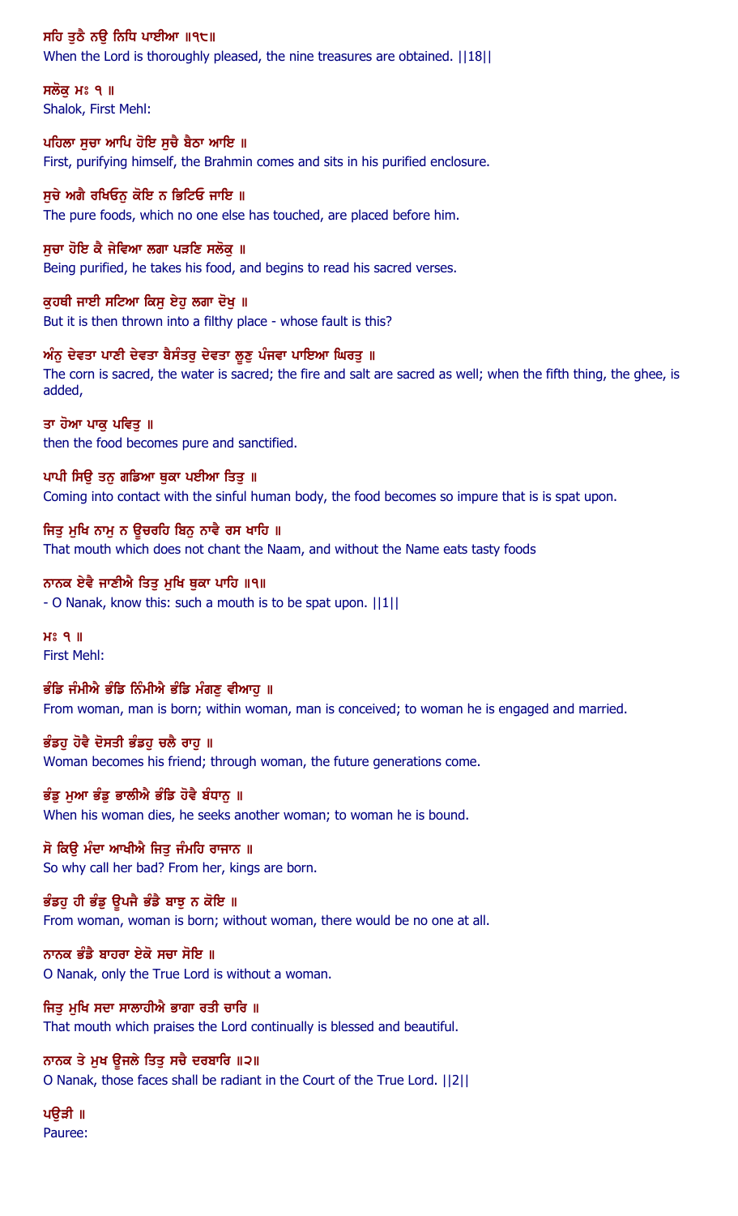ਸਹਿ ਤੁਠੈ ਨਉ ਨਿਧਿ ਪਾਈਆ ॥੧੮॥

When the Lord is thoroughly pleased, the nine treasures are obtained. ||18||

ਸਲੋਕੁ ਮਃ ੧ ॥

Shalok, First Mehl:

ਪਹਿਲਾ ਸੁਚਾ ਆਪਿ ਹੋਇ ਸੁਚੈ ਬੈਠਾ ਆਇ ॥

First, purifying himself, the Brahmin comes and sits in his purified enclosure.

ਸੁਚੇ ਅਗੈ ਰਖਿਓਨੁ ਕੋਇ ਨ ਭਿਟਿਓ ਜਾਇ ॥

The pure foods, which no one else has touched, are placed before him.

ਸੁਚਾ ਹੋਇ ਕੈ ਜੇਵਿਆ ਲਗਾ ਪੜਣਿ ਸਲੋਕੁ ॥

Being purified, he takes his food, and begins to read his sacred verses.

ਕੁਹਥੀ ਜਾਈ ਸਟਿਆ ਕਿਸੁ ਏਹੁ ਲਗਾ ਦੋਖੁ ॥

But it is then thrown into a filthy place - whose fault is this?

ਅੰਨੁ ਦੇਵਤਾ ਪਾਣੀ ਦੇਵਤਾ ਬੈਸੰਤਰੁ ਦੇਵਤਾ ਲੂਣੁ ਪੰਜਵਾ ਪਾਇਆ ਘਿਰਤੁ ॥

The corn is sacred, the water is sacred; the fire and salt are sacred as well; when the fifth thing, the ghee, is added,

ਤਾ ਹੋਆ ਪਾਕੁ ਪਵਿਤੁ ॥

then the food becomes pure and sanctified.

ਪਾਪੀ ਸਿਉ ਤਨੁ ਗਡਿਆ ਥੁਕਾ ਪਈਆ ਤਿਤੁ ॥

Coming into contact with the sinful human body, the food becomes so impure that is is spat upon.

ਜਿਤੁ ਮੁਖਿ ਨਾਮੁ ਨ ਊਚਰਹਿ ਬਿਨੁ ਨਾਵੈ ਰਸ ਖਾਹਿ ॥

That mouth which does not chant the Naam, and without the Name eats tasty foods

ਨਾਨਕ ਏਵੈ ਜਾਣੀਐ ਤਿਤੁ ਮੁਖਿ ਥੁਕਾ ਪਾਹਿ ॥੧॥

- O Nanak, know this: such a mouth is to be spat upon. ||1||

ਮਃ ੧ ॥

First Mehl:

ਭੰਡਿ ਜੰਮੀਐ ਭੰਡਿ ਨਿੰਮੀਐ ਭੰਡਿ ਮੰਗਣੁ ਵੀਆਹੁ ॥

From woman, man is born; within woman, man is conceived; to woman he is engaged and married.

ਭੰਡਹੁ ਹੋਵੈ ਦੋਸਤੀ ਭੰਡਹੁ ਚਲੈ ਰਾਹੁ ॥

Woman becomes his friend; through woman, the future generations come.

ਭੰਡੁ ਮੁਆ ਭੰਡੁ ਭਾਲੀਐ ਭੰਡਿ ਹੋਵੈ ਬੰਧਾਨੁ ॥

When his woman dies, he seeks another woman; to woman he is bound.

ਸੋ ਕਿਉ ਮੰਦਾ ਆਖੀਐ ਜਿਤੁ ਜੰਮਹਿ ਰਾਜਾਨ ॥

So why call her bad? From her, kings are born.

ਭੰਡਹੁ ਹੀ ਭੰਡੁ ਊਪਜੈ ਭੰਡੈ ਬਾਝੁ ਨ ਕੋਇ ॥

From woman, woman is born; without woman, there would be no one at all.

ਨਾਨਕ ਭੰਡੈ ਬਾਹਰਾ ਏਕੋ ਸਚਾ ਸੋਇ ॥

O Nanak, only the True Lord is without a woman.

ਜਿਤੁ ਮੁਖਿ ਸਦਾ ਸਾਲਾਹੀਐ ਭਾਗਾ ਰਤੀ ਚਾਰਿ ॥

That mouth which praises the Lord continually is blessed and beautiful.

ਨਾਨਕ ਤੇ ਮੁਖ ਊਜਲੇ ਤਿਤੁ ਸਚੈ ਦਰਬਾਰਿ ॥੨॥

O Nanak, those faces shall be radiant in the Court of the True Lord. ||2||

ਪਉੜੀ ॥

Pauree: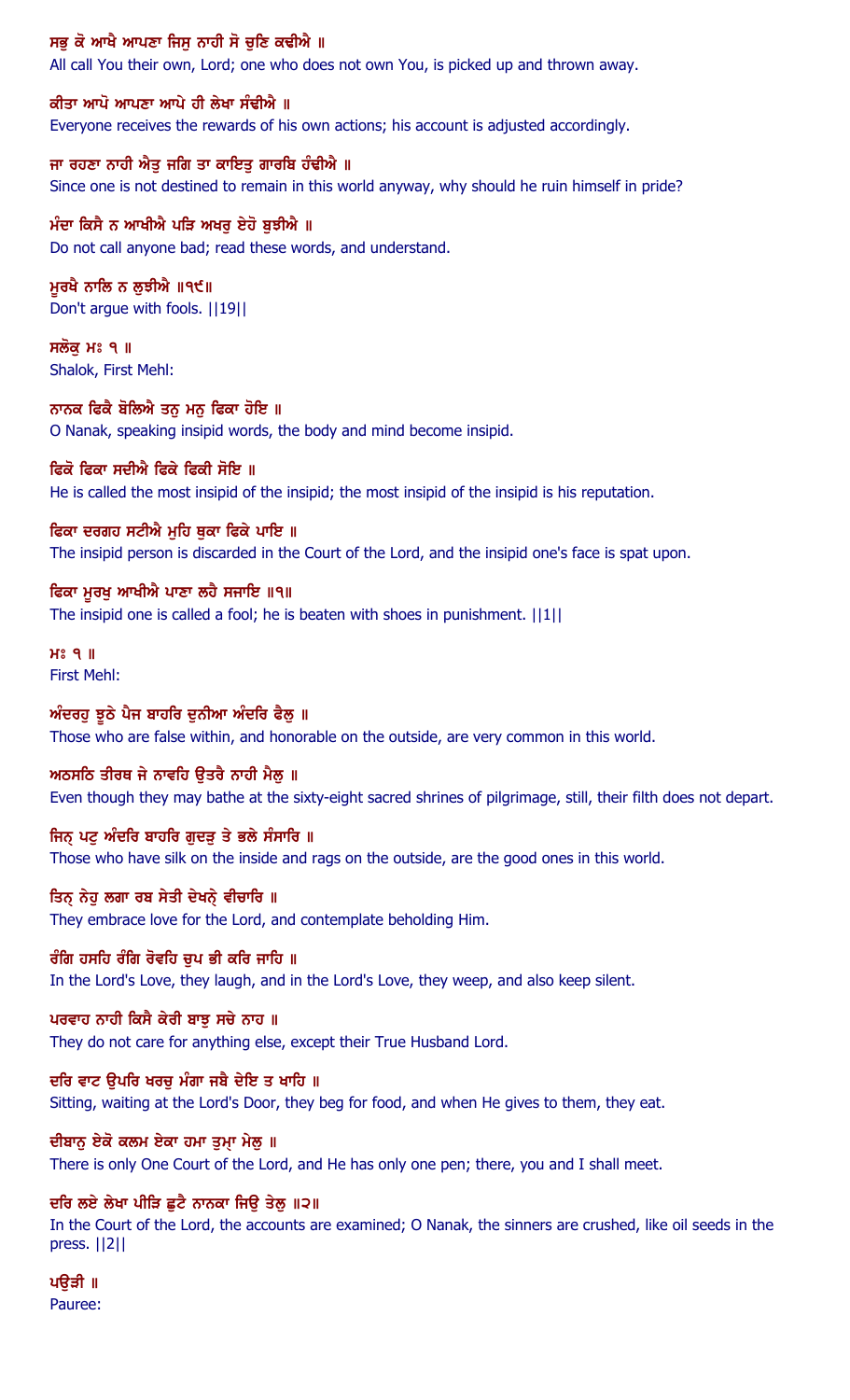ਸਭੁ ਕੋ ਆਖੈ ਆਪਣਾ ਜਿਸੁ ਨਾਹੀ ਸੋ ਚੁਣਿ ਕਢੀਐ ॥
All call You their own, Lord; one who does not own You, is picked up and thrown away.

ਕੀਤਾ ਆਪੋ ਆਪਣਾ ਆਪੇ ਹੀ ਲੇਖਾ ਸੰਢੀਐ ॥
Everyone receives the rewards of his own actions; his account is adjusted accordingly.

ਜਾ ਰਹਣਾ ਨਾਹੀ ਐਤੁ ਜਗਿ ਤਾ ਕਾਇਤੁ ਗਾਰਬਿ ਹੰਢੀਐ ॥
Since one is not destined to remain in this world anyway, why should he ruin himself in pride?

ਮੰਦਾ ਕਿਸੈ ਨ ਆਖੀਐ ਪੜਿ ਅਖਰੁ ਏਹੋ ਬੁਝੀਐ ॥
Do not call anyone bad; read these words, and understand.

ਮੂਰਖੈ ਨਾਲਿ ਨ ਲੁਝੀਐ ॥੧੯॥
Don't argue with fools. ||19||

ਸਲੋਕੁ ਮਃ ੧ ॥
Shalok, First Mehl:

ਨਾਨਕ ਫਿਕੈ ਬੋਲਿਐ ਤਨੁ ਮਨੁ ਫਿਕਾ ਹੋਇ ॥
O Nanak, speaking insipid words, the body and mind become insipid.

ਫਿਕੋ ਫਿਕਾ ਸਦੀਐ ਫਿਕੇ ਫਿਕੀ ਸੋਇ ॥
He is called the most insipid of the insipid; the most insipid of the insipid is his reputation.

ਫਿਕਾ ਦਰਗਹ ਸਟੀਐ ਮੁਹਿ ਥੁਕਾ ਫਿਕੇ ਪਾਇ ॥
The insipid person is discarded in the Court of the Lord, and the insipid one's face is spat upon.

ਫਿਕਾ ਮੂਰਖੁ ਆਖੀਐ ਪਾਣਾ ਲਹੈ ਸਜਾਇ ॥੧॥
The insipid one is called a fool; he is beaten with shoes in punishment. ||1||

ਮਃ ੧ ॥
First Mehl:

ਅੰਦਰਹੁ ਝੂਠੇ ਪੈਜ ਬਾਹਰਿ ਦੁਨੀਆ ਅੰਦਰਿ ਫੈਲੁ ॥
Those who are false within, and honorable on the outside, are very common in this world.

ਅਠਸਠਿ ਤੀਰਥ ਜੇ ਨਾਵਹਿ ਉਤਰੈ ਨਾਹੀ ਮੈਲੁ ॥
Even though they may bathe at the sixty-eight sacred shrines of pilgrimage, still, their filth does not depart.

ਜਿਨ੍ ਪਟੁ ਅੰਦਰਿ ਬਾਹਰਿ ਗੁਦੜੁ ਤੇ ਭਲੇ ਸੰਸਾਰਿ ॥
Those who have silk on the inside and rags on the outside, are the good ones in this world.

ਤਿਨ੍ ਨੇਹੁ ਲਗਾ ਰਬ ਸੇਤੀ ਦੇਖਨ੍ੇ ਵੀਚਾਰਿ ॥
They embrace love for the Lord, and contemplate beholding Him.

ਰੰਗਿ ਹਸਹਿ ਰੰਗਿ ਰੋਵਹਿ ਚੁਪ ਭੀ ਕਰਿ ਜਾਹਿ ॥
In the Lord's Love, they laugh, and in the Lord's Love, they weep, and also keep silent.

ਪਰਵਾਹ ਨਾਹੀ ਕਿਸੈ ਕੇਰੀ ਬਾਝੁ ਸਚੇ ਨਾਹ ॥
They do not care for anything else, except their True Husband Lord.

ਦਰਿ ਵਾਟ ਉਪਰਿ ਖਰਚੁ ਮੰਗਾ ਜਬੈ ਦੇਇ ਤ ਖਾਹਿ ॥
Sitting, waiting at the Lord's Door, they beg for food, and when He gives to them, they eat.

ਦੀਬਾਨੁ ਏਕੋ ਕਲਮ ਏਕਾ ਹਮਾ ਤੁਮ੍ਾ ਮੇਲੁ ॥
There is only One Court of the Lord, and He has only one pen; there, you and I shall meet.

ਦਰਿ ਲਏ ਲੇਖਾ ਪੀੜਿ ਛੁਟੈ ਨਾਨਕਾ ਜਿਉ ਤੇਲੁ ॥੨॥
In the Court of the Lord, the accounts are examined; O Nanak, the sinners are crushed, like oil seeds in the press. ||2||

ਪਉੜੀ ॥
Pauree: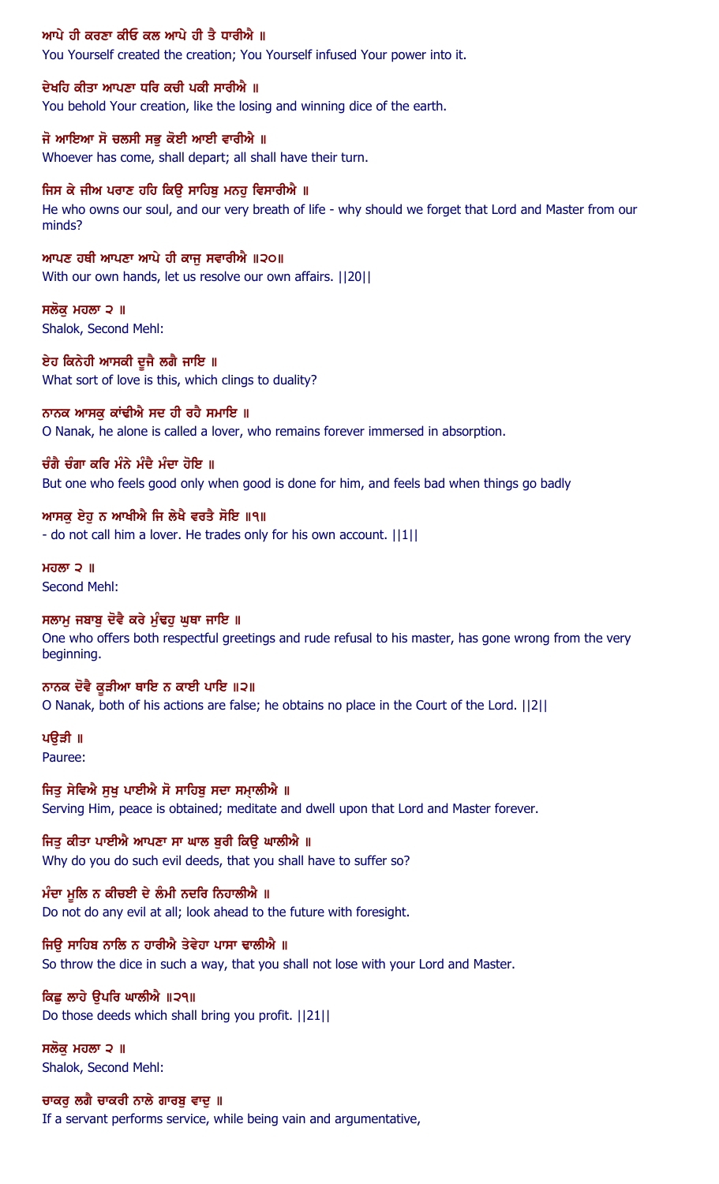ਆਪੇ ਹੀ ਕਰਣਾ ਕੀਓ ਕਲ ਆਪੇ ਹੀ ਤੈ ਧਾਰੀਐ ॥
You Yourself created the creation; You Yourself infused Your power into it.

ਦੇਖਹਿ ਕੀਤਾ ਆਪਣਾ ਧਰਿ ਕਚੀ ਪਕੀ ਸਾਰੀਐ ॥
You behold Your creation, like the losing and winning dice of the earth.

ਜੋ ਆਇਆ ਸੋ ਚਲਸੀ ਸਭੁ ਕੋਈ ਆਈ ਵਾਰੀਐ ॥
Whoever has come, shall depart; all shall have their turn.

ਜਿਸ ਕੇ ਜੀਅ ਪਰਾਣ ਹਹਿ ਕਿਉ ਸਾਹਿਬੁ ਮਨਹੁ ਵਿਸਾਰੀਐ ॥
He who owns our soul, and our very breath of life - why should we forget that Lord and Master from our minds?

ਆਪਣ ਹਥੀ ਆਪਣਾ ਆਪੇ ਹੀ ਕਾਜੁ ਸਵਾਰੀਐ ॥੨੦॥
With our own hands, let us resolve our own affairs. ||20||

ਸਲੋਕੁ ਮਹਲਾ ੨ ॥
Shalok, Second Mehl:

ਏਹ ਕਿਨੇਹੀ ਆਸਕੀ ਦੂਜੈ ਲਗੈ ਜਾਇ ॥
What sort of love is this, which clings to duality?

ਨਾਨਕ ਆਸਕੁ ਕਾਂਢੀਐ ਸਦ ਹੀ ਰਹੈ ਸਮਾਇ ॥
O Nanak, he alone is called a lover, who remains forever immersed in absorption.

ਚੰਗੈ ਚੰਗਾ ਕਰਿ ਮੰਨੇ ਮੰਦੈ ਮੰਦਾ ਹੋਇ ॥
But one who feels good only when good is done for him, and feels bad when things go badly

ਆਸਕੁ ਏਹੁ ਨ ਆਖੀਐ ਜਿ ਲੇਖੈ ਵਰਤੈ ਸੋਇ ॥੧॥
- do not call him a lover. He trades only for his own account. ||1||

ਮਹਲਾ ੨ ॥
Second Mehl:

ਸਲਾਮੁ ਜਬਾਬੁ ਦੋਵੈ ਕਰੇ ਮੁੰਢਹੁ ਘੁਥਾ ਜਾਇ ॥
One who offers both respectful greetings and rude refusal to his master, has gone wrong from the very beginning.

ਨਾਨਕ ਦੋਵੈ ਕੂੜੀਆ ਥਾਇ ਨ ਕਾਈ ਪਾਇ ॥੨॥
O Nanak, both of his actions are false; he obtains no place in the Court of the Lord. ||2||

ਪਉੜੀ ॥
Pauree:

ਜਿਤੁ ਸੇਵਿਐ ਸੁਖੁ ਪਾਈਐ ਸੋ ਸਾਹਿਬੁ ਸਦਾ ਸਮ੍ਹਾਲੀਐ ॥
Serving Him, peace is obtained; meditate and dwell upon that Lord and Master forever.

ਜਿਤੁ ਕੀਤਾ ਪਾਈਐ ਆਪਣਾ ਸਾ ਘਾਲ ਬੁਰੀ ਕਿਉ ਘਾਲੀਐ ॥
Why do you do such evil deeds, that you shall have to suffer so?

ਮੰਦਾ ਮੂਲਿ ਨ ਕੀਚਈ ਦੇ ਲੰਮੀ ਨਦਰਿ ਨਿਹਾਲੀਐ ॥
Do not do any evil at all; look ahead to the future with foresight.

ਜਿਉ ਸਾਹਿਬ ਨਾਲਿ ਨ ਹਾਰੀਐ ਤੇਵੇਹਾ ਪਾਸਾ ਢਾਲੀਐ ॥
So throw the dice in such a way, that you shall not lose with your Lord and Master.

ਕਿਛੁ ਲਾਹੇ ਉਪਰਿ ਘਾਲੀਐ ॥੨੧॥
Do those deeds which shall bring you profit. ||21||

ਸਲੋਕੁ ਮਹਲਾ ੨ ॥
Shalok, Second Mehl:

ਚਾਕਰੁ ਲਗੈ ਚਾਕਰੀ ਨਾਲੇ ਗਾਰਬੁ ਵਾਦੁ ॥
If a servant performs service, while being vain and argumentative,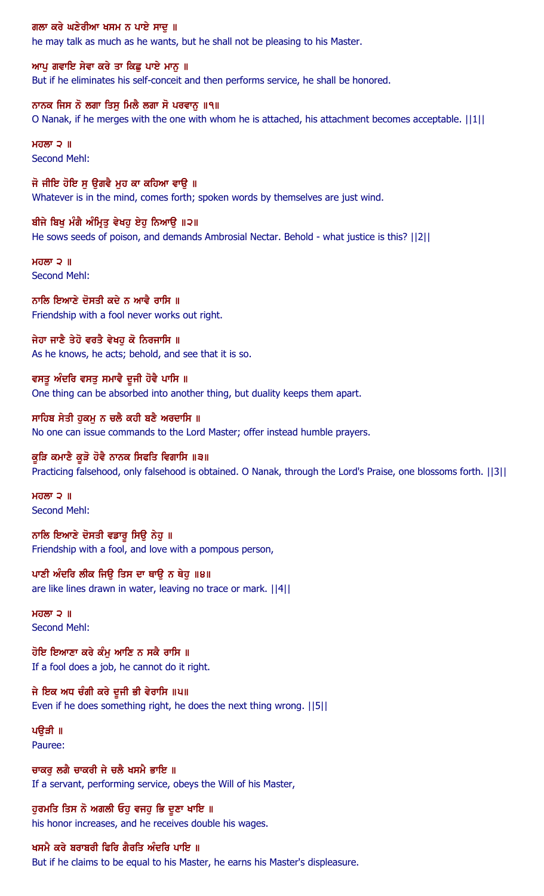ਗਲਾ ਕਰੇ ਘਣੇਰੀਆ ਖਸਮ ਨ ਪਾਏ ਸਾਦੁ ॥

he may talk as much as he wants, but he shall not be pleasing to his Master.

ਆਪੁ ਗਵਾਇ ਸੇਵਾ ਕਰੇ ਤਾ ਕਿਛੁ ਪਾਏ ਮਾਨੁ ॥

But if he eliminates his self-conceit and then performs service, he shall be honored.

ਨਾਨਕ ਜਿਸ ਨੋ ਲਗਾ ਤਿਸੁ ਮਿਲੈ ਲਗਾ ਸੋ ਪਰਵਾਨੁ ॥੧॥

O Nanak, if he merges with the one with whom he is attached, his attachment becomes acceptable. ||1||

ਮਹਲਾ ੨ ॥

Second Mehl:

ਜੋ ਜੀਇ ਹੋਇ ਸੁ ਉਗਵੈ ਮੁਹ ਕਾ ਕਹਿਆ ਵਾਉ ॥

Whatever is in the mind, comes forth; spoken words by themselves are just wind.

ਬੀਜੇ ਬਿਖੁ ਮੰਗੈ ਅੰਮ੍ਰਿਤੁ ਵੇਖਹੁ ਏਹੁ ਨਿਆਉ ॥੨॥

He sows seeds of poison, and demands Ambrosial Nectar. Behold - what justice is this? ||2||

ਮਹਲਾ ੨ ॥

Second Mehl:

ਨਾਲਿ ਇਆਣੇ ਦੋਸਤੀ ਕਦੇ ਨ ਆਵੈ ਰਾਸਿ ॥

Friendship with a fool never works out right.

ਜੇਹਾ ਜਾਣੈ ਤੇਹੋ ਵਰਤੈ ਵੇਖਹੁ ਕੋ ਨਿਰਜਾਸਿ ॥

As he knows, he acts; behold, and see that it is so.

ਵਸਤੂ ਅੰਦਰਿ ਵਸਤੁ ਸਮਾਵੈ ਦੂਜੀ ਹੋਵੈ ਪਾਸਿ ॥

One thing can be absorbed into another thing, but duality keeps them apart.

ਸਾਹਿਬ ਸੇਤੀ ਹੁਕਮੁ ਨ ਚਲੈ ਕਹੀ ਬਣੈ ਅਰਦਾਸਿ ॥

No one can issue commands to the Lord Master; offer instead humble prayers.

ਕੂੜਿ ਕਮਾਣੈ ਕੂੜੋ ਹੋਵੈ ਨਾਨਕ ਸਿਫਤਿ ਵਿਗਾਸਿ ॥੩॥

Practicing falsehood, only falsehood is obtained. O Nanak, through the Lord's Praise, one blossoms forth. ||3||

ਮਹਲਾ ੨ ॥

Second Mehl:

ਨਾਲਿ ਇਆਣੇ ਦੋਸਤੀ ਵਡਾਰੂ ਸਿਉ ਨੇਹੁ ॥

Friendship with a fool, and love with a pompous person,

ਪਾਣੀ ਅੰਦਰਿ ਲੀਕ ਜਿਉ ਤਿਸ ਦਾ ਥਾਉ ਨ ਥੇਹੁ ॥੪॥

are like lines drawn in water, leaving no trace or mark. ||4||

ਮਹਲਾ ੨ ॥

Second Mehl:

ਹੋਇ ਇਆਣਾ ਕਰੇ ਕੰਮੁ ਆਣਿ ਨ ਸਕੈ ਰਾਸਿ ॥

If a fool does a job, he cannot do it right.

ਜੇ ਇਕ ਅਧ ਚੰਗੀ ਕਰੇ ਦੂਜੀ ਭੀ ਵੇਰਾਸਿ ॥੫॥

Even if he does something right, he does the next thing wrong. ||5||

ਪਉੜੀ ॥

Pauree:

ਚਾਕਰੁ ਲਗੈ ਚਾਕਰੀ ਜੇ ਚਲੈ ਖਸਮੈ ਭਾਇ ॥

If a servant, performing service, obeys the Will of his Master,

ਹੁਰਮਤਿ ਤਿਸ ਨੋ ਅਗਲੀ ਓਹੁ ਵਜਹੁ ਭਿ ਦੂਣਾ ਖਾਇ ॥

his honor increases, and he receives double his wages.

ਖਸਮੈ ਕਰੇ ਬਰਾਬਰੀ ਫਿਰਿ ਗੈਰਤਿ ਅੰਦਰਿ ਪਾਇ ॥

But if he claims to be equal to his Master, he earns his Master's displeasure.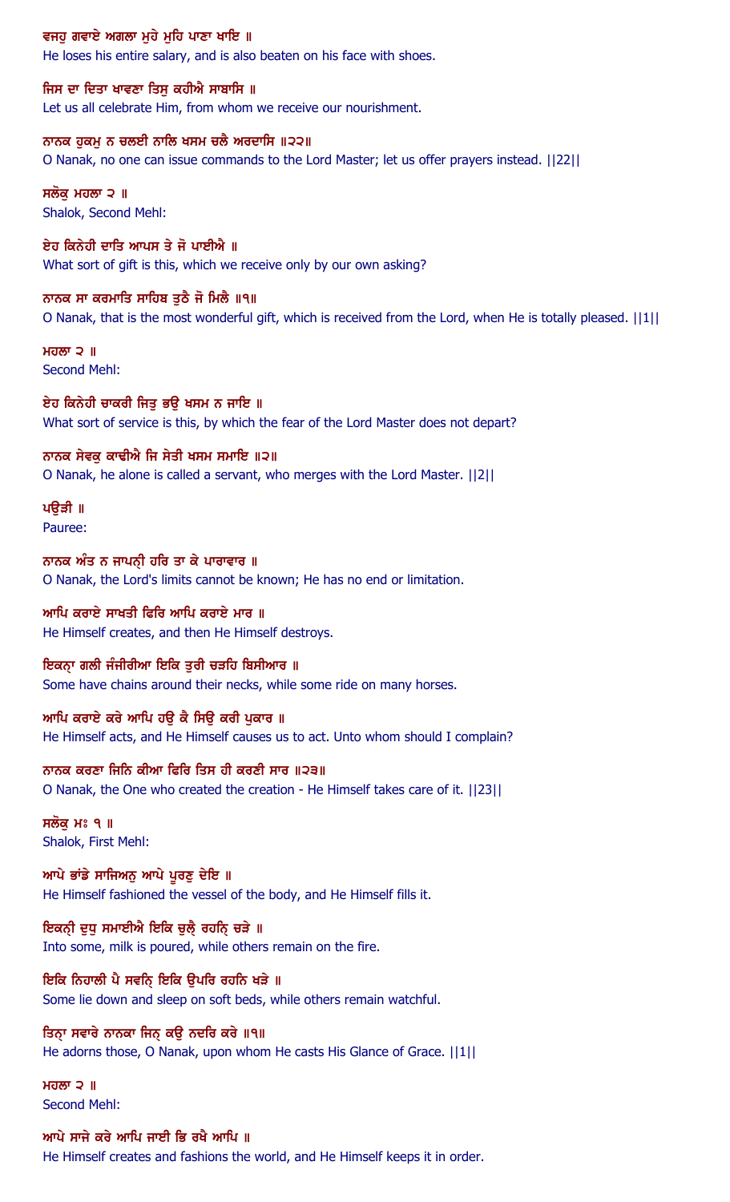ਵਜਹੁ ਗਵਾਏ ਅਗਲਾ ਮੁਹੇ ਮੁਹਿ ਪਾਣਾ ਖਾਇ ॥

He loses his entire salary, and is also beaten on his face with shoes.

ਜਿਸ ਦਾ ਦਿਤਾ ਖਾਵਣਾ ਤਿਸੁ ਕਹੀਐ ਸਾਬਾਸਿ ॥

Let us all celebrate Him, from whom we receive our nourishment.

ਨਾਨਕ ਹੁਕਮੁ ਨ ਚਲਈ ਨਾਲਿ ਖਸਮ ਚਲੈ ਅਰਦਾਸਿ ॥੨੨॥

O Nanak, no one can issue commands to the Lord Master; let us offer prayers instead. ||22||

ਸਲੋਕੁ ਮਹਲਾ ੨ ॥

Shalok, Second Mehl:

ਏਹ ਕਿਨੇਹੀ ਦਾਤਿ ਆਪਸ ਤੇ ਜੋ ਪਾਈਐ ॥

What sort of gift is this, which we receive only by our own asking?

ਨਾਨਕ ਸਾ ਕਰਮਾਤਿ ਸਾਹਿਬ ਤੁਠੈ ਜੋ ਮਿਲੈ ॥੧॥

O Nanak, that is the most wonderful gift, which is received from the Lord, when He is totally pleased. ||1||

ਮਹਲਾ ੨ ॥

Second Mehl:

ਏਹ ਕਿਨੇਹੀ ਚਾਕਰੀ ਜਿਤੁ ਭਉ ਖਸਮ ਨ ਜਾਇ ॥

What sort of service is this, by which the fear of the Lord Master does not depart?

ਨਾਨਕ ਸੇਵਕੁ ਕਾਢੀਐ ਜਿ ਸੇਤੀ ਖਸਮ ਸਮਾਇ ॥੨॥

O Nanak, he alone is called a servant, who merges with the Lord Master. ||2||

ਪਉੜੀ ॥

Pauree:

ਨਾਨਕ ਅੰਤ ਨ ਜਾਪਨੀ ਹਰਿ ਤਾ ਕੇ ਪਾਰਾਵਾਰ ॥

O Nanak, the Lord's limits cannot be known; He has no end or limitation.

ਆਪਿ ਕਰਾਏ ਸਾਖਤੀ ਫਿਰਿ ਆਪਿ ਕਰਾਏ ਮਾਰ ॥

He Himself creates, and then He Himself destroys.

ਇਕਨ੍ਹਾ ਗਲੀ ਜੰਜੀਰੀਆ ਇਕਿ ਤੁਰੀ ਚੜਹਿ ਬਿਸੀਆਰ ॥

Some have chains around their necks, while some ride on many horses.

ਆਪਿ ਕਰਾਏ ਕਰੇ ਆਪਿ ਹਉ ਕੈ ਸਿਉ ਕਰੀ ਪੁਕਾਰ ॥

He Himself acts, and He Himself causes us to act. Unto whom should I complain?

ਨਾਨਕ ਕਰਣਾ ਜਿਨਿ ਕੀਆ ਫਿਰਿ ਤਿਸ ਹੀ ਕਰਣੀ ਸਾਰ ॥੨੩॥

O Nanak, the One who created the creation - He Himself takes care of it. ||23||

ਸਲੋਕੁ ਮਃ ੧ ॥

Shalok, First Mehl:

ਆਪੇ ਭਾਂਡੇ ਸਾਜਿਅਨੁ ਆਪੇ ਪੂਰਣੁ ਦੇਇ ॥

He Himself fashioned the vessel of the body, and He Himself fills it.

ਇਕਨ੍ਹੀ ਦੁਧੁ ਸਮਾਈਐ ਇਕਿ ਚੁਲ੍ਹੈ ਰਹਨ੍ਹਿ ਚੜੇ ॥

Into some, milk is poured, while others remain on the fire.

ਇਕਿ ਨਿਹਾਲੀ ਪੈ ਸਵਨ੍ਹਿ ਇਕਿ ਉਪਰਿ ਰਹਨਿ ਖੜੇ ॥

Some lie down and sleep on soft beds, while others remain watchful.

ਤਿਨ੍ਹਾ ਸਵਾਰੇ ਨਾਨਕਾ ਜਿਨ੍ਹ ਕਉ ਨਦਰਿ ਕਰੇ ॥੧॥

He adorns those, O Nanak, upon whom He casts His Glance of Grace. ||1||

ਮਹਲਾ ੨ ॥

Second Mehl:

ਆਪੇ ਸਾਜੇ ਕਰੇ ਆਪਿ ਜਾਈ ਭਿ ਰਖੈ ਆਪਿ ॥

He Himself creates and fashions the world, and He Himself keeps it in order.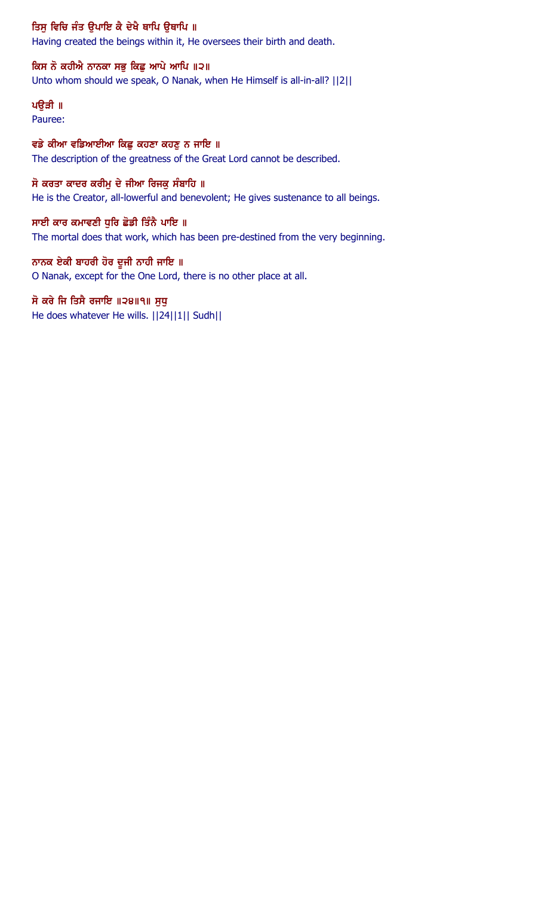ਤਿਸੁ ਵਿਚਿ ਜੰਤ ਉਪਾਇ ਕੈ ਦੇਖੈ ਥਾਪਿ ਉਥਾਪਿ ॥

Having created the beings within it, He oversees their birth and death.

ਕਿਸ ਨੋ ਕਹੀਐ ਨਾਨਕਾ ਸਭੁ ਕਿਛੁ ਆਪੇ ਆਪਿ ॥੨॥

Unto whom should we speak, O Nanak, when He Himself is all-in-all? ||2||

ਪਉੜੀ ॥

Pauree:

ਵਡੇ ਕੀਆ ਵਡਿਆਈਆ ਕਿਛੁ ਕਹਣਾ ਕਹਣੁ ਨ ਜਾਇ ॥

The description of the greatness of the Great Lord cannot be described.

ਸੋ ਕਰਤਾ ਕਾਦਰ ਕਰੀਮੁ ਦੇ ਜੀਆ ਰਿਜਕੁ ਸੰਬਾਹਿ ॥

He is the Creator, all-lowerful and benevolent; He gives sustenance to all beings.

ਸਾਈ ਕਾਰ ਕਮਾਵਣੀ ਧੁਰਿ ਛੋਡੀ ਤਿੰਨੈ ਪਾਇ ॥

The mortal does that work, which has been pre-destined from the very beginning.

ਨਾਨਕ ਏਕੀ ਬਾਹਰੀ ਹੋਰ ਦੂਜੀ ਨਾਹੀ ਜਾਇ ॥

O Nanak, except for the One Lord, there is no other place at all.

ਸੋ ਕਰੇ ਜਿ ਤਿਸੈ ਰਜਾਇ ॥੨੪॥੧॥ ਸੁਧੁ

He does whatever He wills. ||24||1|| Sudh||